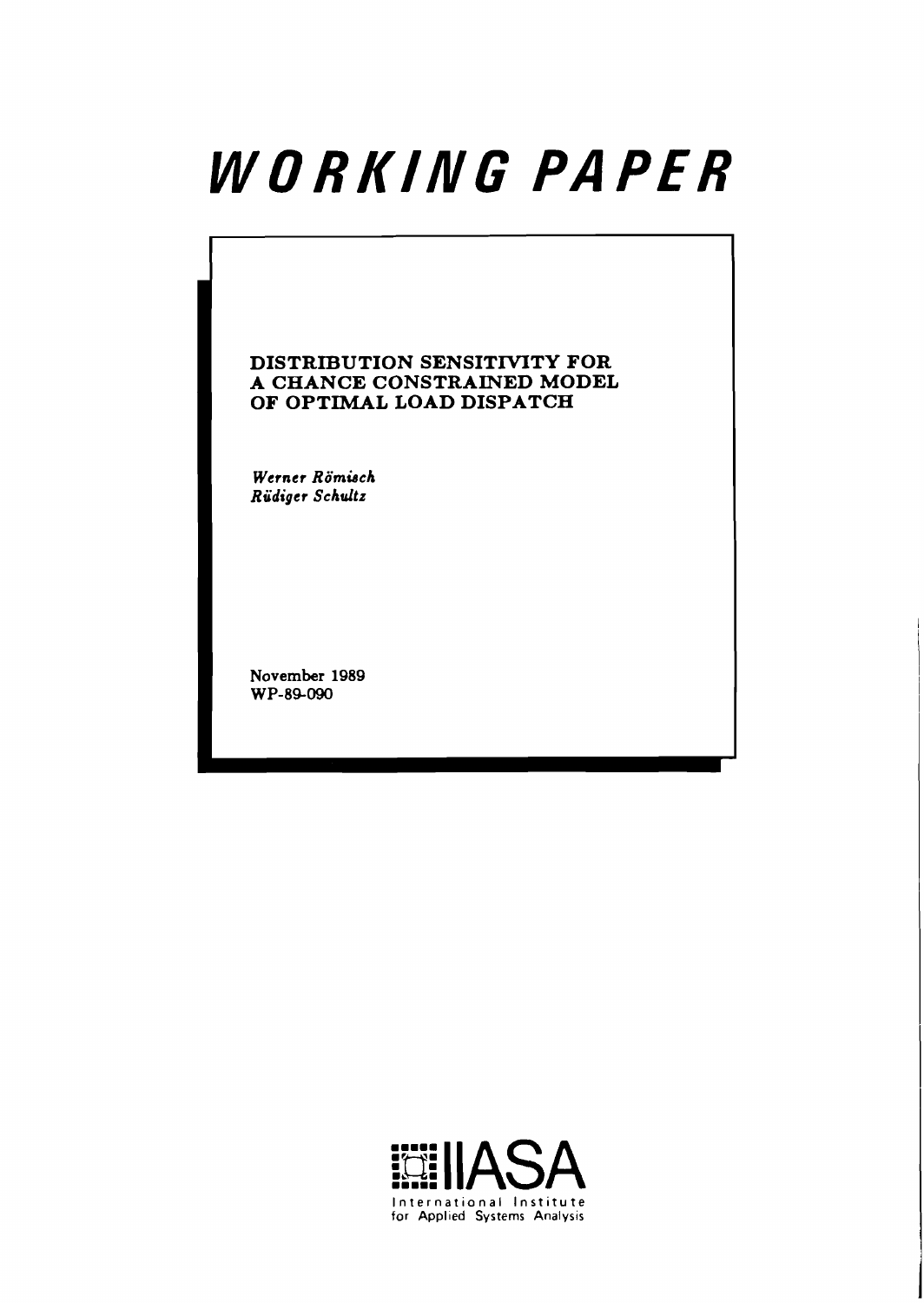# WORKING PAPER

**DISTRIBUTION SENSITIVITY FOR A CHANCE CONSTRAINED MODEL OF OPTIMAL LOAD DISPATCH**

*Werner Römisch*
*Rüdiger Schultz*

November 1989
WP-89-090

IIASA
International Institute for Applied Systems Analysis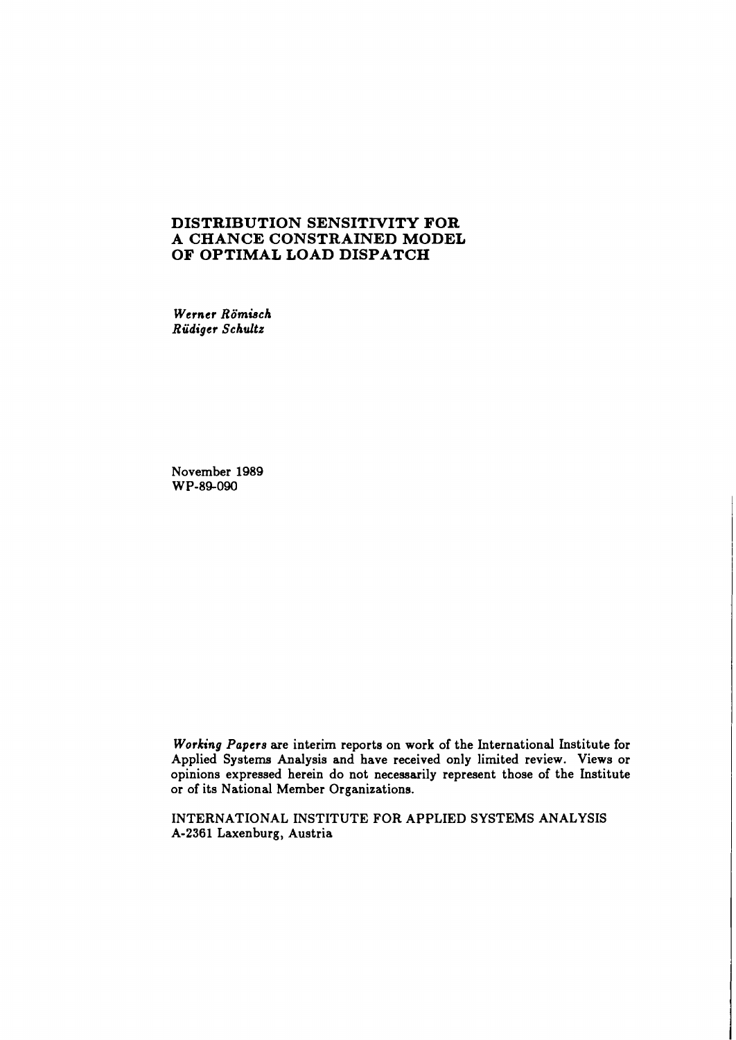# DISTRIBUTION SENSITIVITY FOR A CHANCE CONSTRAINED MODEL OF OPTIMAL LOAD DISPATCH

*Werner Römisch*
*Rüdiger Schultz*

November 1989
WP-89-090

*Working Papers* are interim reports on work of the International Institute for Applied Systems Analysis and have received only limited review. Views or opinions expressed herein do not necessarily represent those of the Institute or of its National Member Organizations.

INTERNATIONAL INSTITUTE FOR APPLIED SYSTEMS ANALYSIS
A-2361 Laxenburg, Austria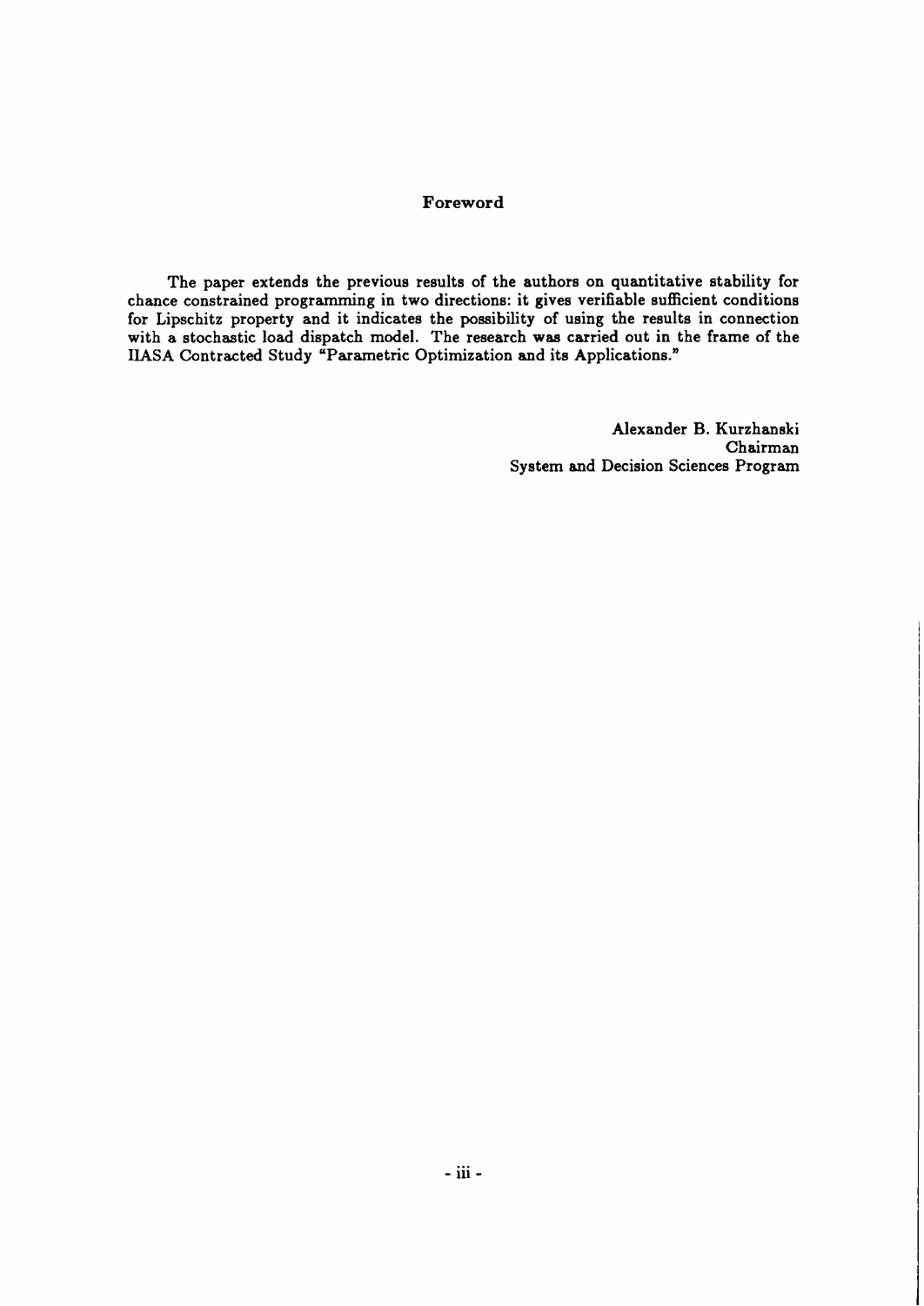# Foreword

The paper extends the previous results of the authors on quantitative stability for chance constrained programming in two directions: it gives verifiable sufficient conditions for Lipschitz property and it indicates the possibility of using the results in connection with a stochastic load dispatch model. The research was carried out in the frame of the IIASA Contracted Study "Parametric Optimization and its Applications."

Alexander B. Kurzhanski
Chairman
System and Decision Sciences Program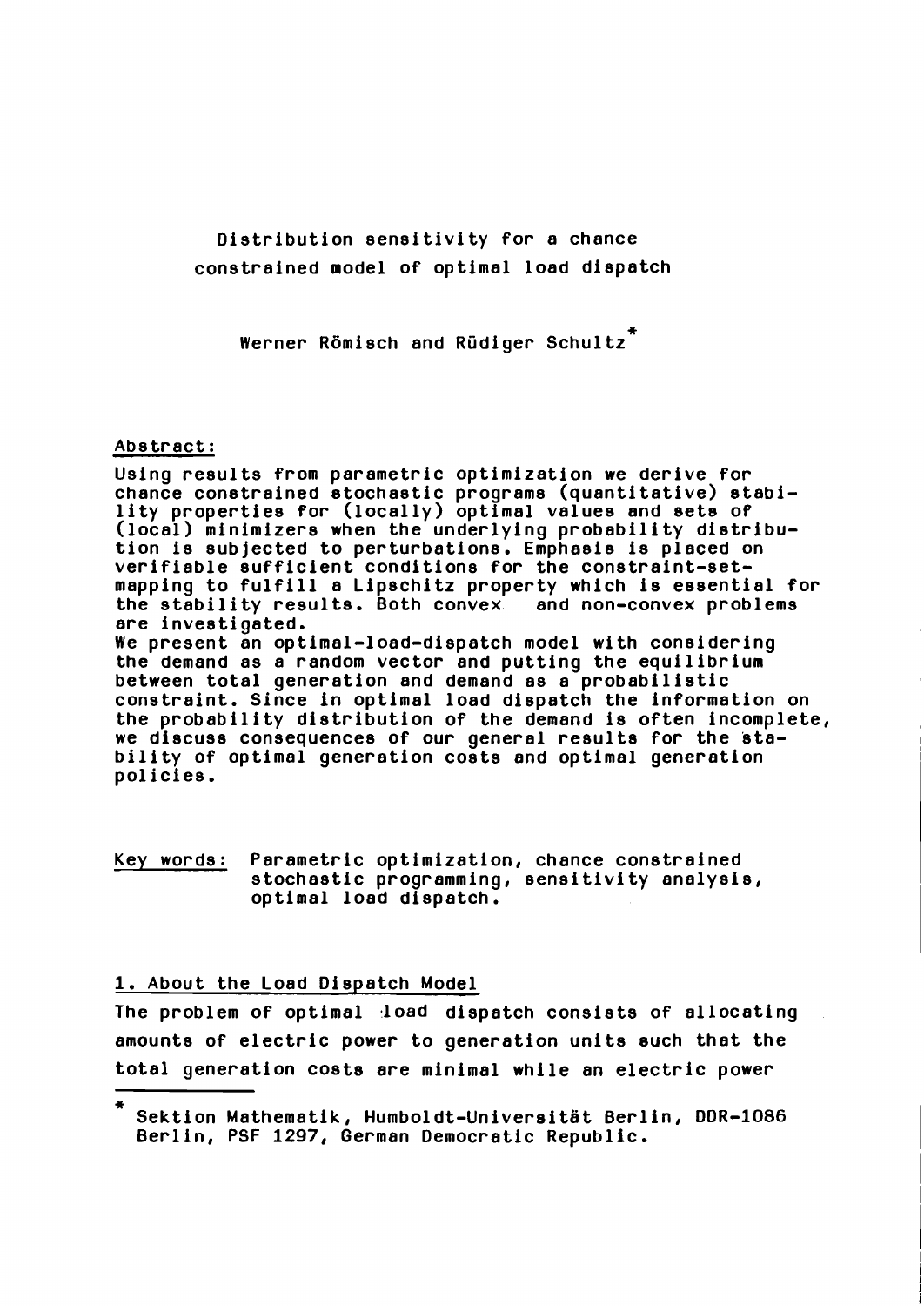# Distribution sensitivity for a chance constrained model of optimal load dispatch

Werner Römisch and Rüdiger Schultz*

Abstract:

Using results from parametric optimization we derive for chance constrained stochastic programs (quantitative) stability properties for (locally) optimal values and sets of (local) minimizers when the underlying probability distribution is subjected to perturbations. Emphasis is placed on verifiable sufficient conditions for the constraint-set-mapping to fulfill a Lipschitz property which is essential for the stability results. Both convex and non-convex problems are investigated.
We present an optimal-load-dispatch model with considering the demand as a random vector and putting the equilibrium between total generation and demand as a probabilistic constraint. Since in optimal load dispatch the information on the probability distribution of the demand is often incomplete, we discuss consequences of our general results for the stability of optimal generation costs and optimal generation policies.

Key words: Parametric optimization, chance constrained stochastic programming, sensitivity analysis, optimal load dispatch.

## 1. About the Load Dispatch Model

The problem of optimal load dispatch consists of allocating amounts of electric power to generation units such that the total generation costs are minimal while an electric power

---

* Sektion Mathematik, Humboldt-Universität Berlin, DDR-1086 Berlin, PSF 1297, German Democratic Republic.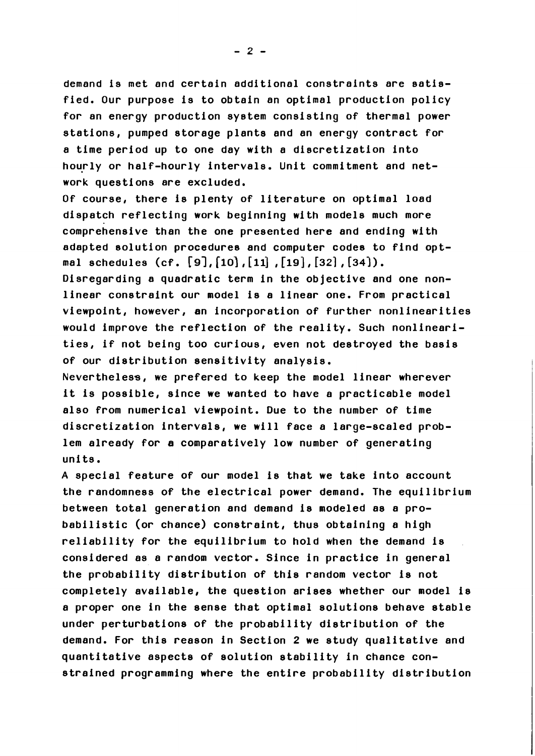demand is met and certain additional constraints are satisfied. Our purpose is to obtain an optimal production policy for an energy production system consisting of thermal power stations, pumped storage plants and an energy contract for a time period up to one day with a discretization into hourly or half-hourly intervals. Unit commitment and network questions are excluded.

Of course, there is plenty of literature on optimal load dispatch reflecting work beginning with models much more comprehensive than the one presented here and ending with adapted solution procedures and computer codes to find optmal schedules (cf. [9],[10],[11],[19],[32],[34]).

Disregarding a quadratic term in the objective and one nonlinear constraint our model is a linear one. From practical viewpoint, however, an incorporation of further nonlinearities would improve the reflection of the reality. Such nonlinearities, if not being too curious, even not destroyed the basis of our distribution sensitivity analysis.

Nevertheless, we prefered to keep the model linear wherever it is possible, since we wanted to have a practicable model also from numerical viewpoint. Due to the number of time discretization intervals, we will face a large-scaled problem already for a comparatively low number of generating units.

A special feature of our model is that we take into account the randomness of the electrical power demand. The equilibrium between total generation and demand is modeled as a probabilistic (or chance) constraint, thus obtaining a high reliability for the equilibrium to hold when the demand is considered as a random vector. Since in practice in general the probability distribution of this random vector is not completely available, the question arises whether our model is a proper one in the sense that optimal solutions behave stable under perturbations of the probability distribution of the demand. For this reason in Section 2 we study qualitative and quantitative aspects of solution stability in chance constrained programming where the entire probability distribution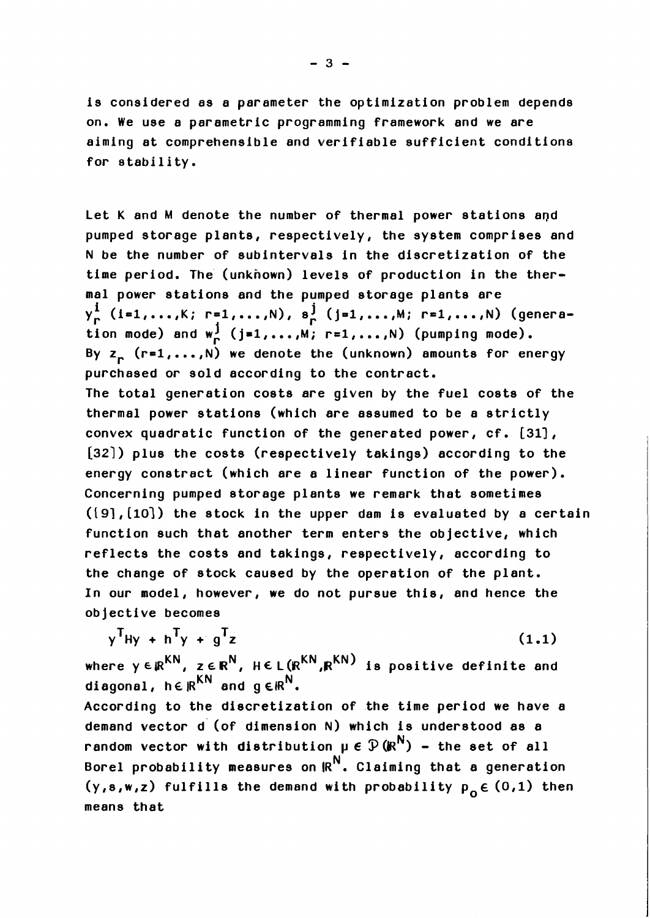is considered as a parameter the optimization problem depends on. We use a parametric programming framework and we are aiming at comprehensible and verifiable sufficient conditions for stability.

Let K and M denote the number of thermal power stations and pumped storage plants, respectively, the system comprises and N be the number of subintervals in the discretization of the time period. The (unknown) levels of production in the thermal power stations and the pumped storage plants are $y_r^i$ $(i=1,\dots,K;\ r=1,\dots,N)$, $s_r^j$ $(j=1,\dots,M;\ r=1,\dots,N)$ (generation mode) and $w_r^j$ $(j=1,\dots,M;\ r=1,\dots,N)$ (pumping mode). By $z_r$ $(r=1,\dots,N)$ we denote the (unknown) amounts for energy purchased or sold according to the contract.
The total generation costs are given by the fuel costs of the thermal power stations (which are assumed to be a strictly convex quadratic function of the generated power, cf. [31], [32]) plus the costs (respectively takings) according to the energy constract (which are a linear function of the power). Concerning pumped storage plants we remark that sometimes ([9],[10]) the stock in the upper dam is evaluated by a certain function such that another term enters the objective, which reflects the costs and takings, respectively, according to the change of stock caused by the operation of the plant. In our model, however, we do not pursue this, and hence the objective becomes

$$y^T Hy + h^T y + g^T z \tag{1.1}$$

where $y \in \mathbb{R}^{KN}$, $z \in \mathbb{R}^N$, $H \in L(\mathbb{R}^{KN},\mathbb{R}^{KN})$ is positive definite and diagonal, $h \in \mathbb{R}^{KN}$ and $g \in \mathbb{R}^N$.
According to the discretization of the time period we have a demand vector d (of dimension N) which is understood as a random vector with distribution $\mu \in \mathcal{P}(\mathbb{R}^N)$ – the set of all Borel probability measures on $\mathbb{R}^N$. Claiming that a generation $(y,s,w,z)$ fulfills the demand with probability $p_0 \in (0,1)$ then means that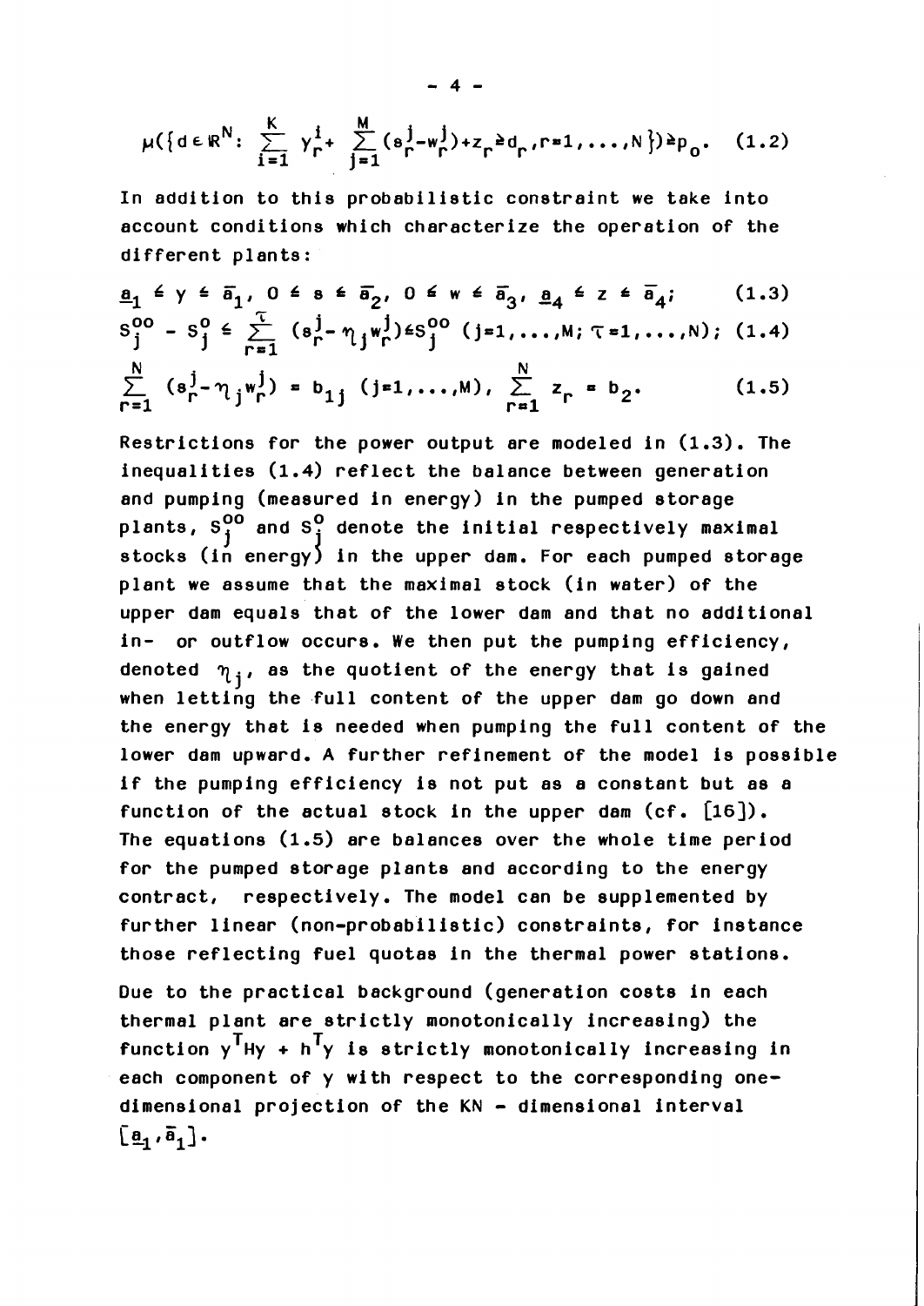$$\mu(\{d \in \mathbb{R}^N: \sum_{i=1}^{K} y_r^i + \sum_{j=1}^{M} (s_r^j - w_r^j) + z_r \geq d_r, r=1,\ldots,N\}) \geq p_o. \quad (1.2)$$

In addition to this probabilistic constraint we take into account conditions which characterize the operation of the different plants:

$$\underline{a}_1 \leq y \leq \bar{a}_1, \; 0 \leq s \leq \bar{a}_2, \; 0 \leq w \leq \bar{a}_3, \; \underline{a}_4 \leq z \leq \bar{a}_4; \quad (1.3)$$

$$S_j^{oo} - S_j^o \leq \sum_{r=1}^{\tau} (s_r^j - \eta_j w_r^j) \leq S_j^{oo} \; (j=1,\ldots,M; \tau=1,\ldots,N); \quad (1.4)$$

$$\sum_{r=1}^{N} (s_r^j - \eta_j w_r^j) = b_{1j} \; (j=1,\ldots,M), \; \sum_{r=1}^{N} z_r = b_2. \quad (1.5)$$

Restrictions for the power output are modeled in (1.3). The inequalities (1.4) reflect the balance between generation and pumping (measured in energy) in the pumped storage plants, $S_j^{oo}$ and $S_j^o$ denote the initial respectively maximal stocks (in energy) in the upper dam. For each pumped storage plant we assume that the maximal stock (in water) of the upper dam equals that of the lower dam and that no additional in- or outflow occurs. We then put the pumping efficiency, denoted $\eta_j$, as the quotient of the energy that is gained when letting the full content of the upper dam go down and the energy that is needed when pumping the full content of the lower dam upward. A further refinement of the model is possible if the pumping efficiency is not put as a constant but as a function of the actual stock in the upper dam (cf. [16]). The equations (1.5) are balances over the whole time period for the pumped storage plants and according to the energy contract, respectively. The model can be supplemented by further linear (non-probabilistic) constraints, for instance those reflecting fuel quotas in the thermal power stations.

Due to the practical background (generation costs in each thermal plant are strictly monotonically increasing) the function $y^T Hy + h^T y$ is strictly monotonically increasing in each component of y with respect to the corresponding one-dimensional projection of the KN - dimensional interval $[\underline{a}_1, \bar{a}_1]$.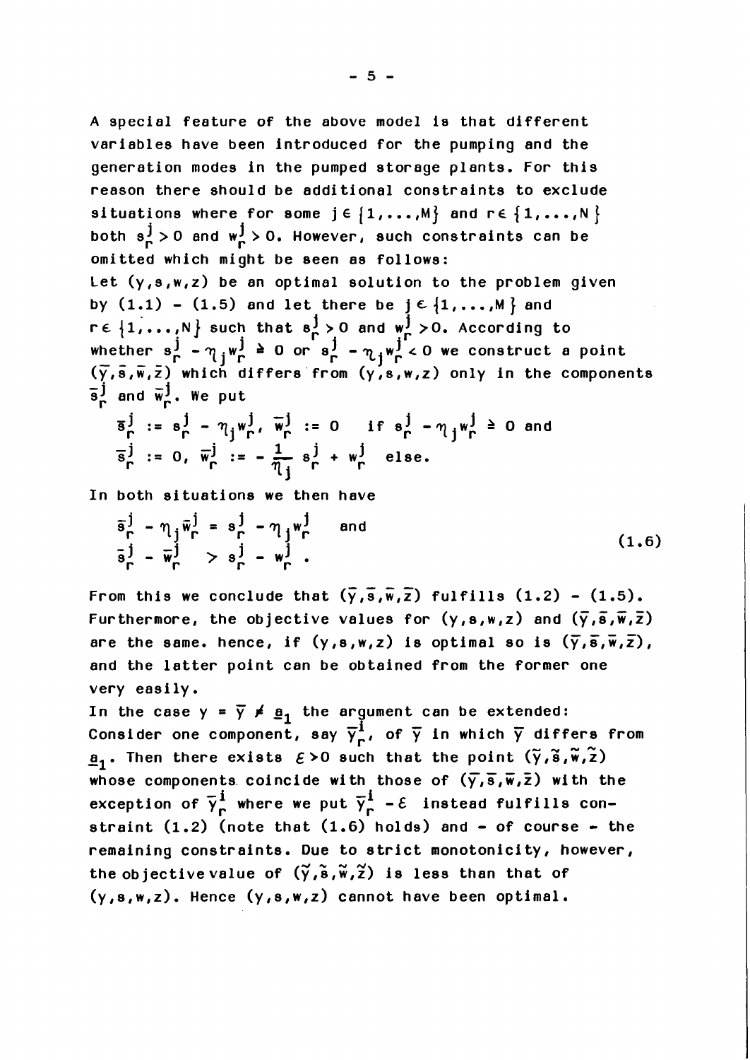A special feature of the above model is that different variables have been introduced for the pumping and the generation modes in the pumped storage plants. For this reason there should be additional constraints to exclude situations where for some $j \in \{1,\dots,M\}$ and $r \in \{1,\dots,N\}$ both $s_r^j > 0$ and $w_r^j > 0$. However, such constraints can be omitted which might be seen as follows:

Let $(y,s,w,z)$ be an optimal solution to the problem given by (1.1) - (1.5) and let there be $j \in \{1,\dots,M\}$ and $r \in \{1,\dots,N\}$ such that $s_r^j > 0$ and $w_r^j > 0$. According to whether $s_r^j - \eta_j w_r^j \geq 0$ or $s_r^j - \eta_j w_r^j < 0$ we construct a point $(\bar{y},\bar{s},\bar{w},\bar{z})$ which differs from $(y,s,w,z)$ only in the components $\bar{s}_r^j$ and $\bar{w}_r^j$. We put

$$\bar{s}_r^j := s_r^j - \eta_j w_r^j, \; \bar{w}_r^j := 0 \quad \text{if } s_r^j - \eta_j w_r^j \geq 0 \text{ and}$$
$$\bar{s}_r^j := 0, \; \bar{w}_r^j := -\frac{1}{\eta_j} s_r^j + w_r^j \quad \text{else.}$$

In both situations we then have

$$\begin{aligned} \bar{s}_r^j - \eta_j \bar{w}_r^j &= s_r^j - \eta_j w_r^j \quad \text{and} \\ \bar{s}_r^j - \bar{w}_r^j &> s_r^j - w_r^j \,. \end{aligned} \tag{1.6}$$

From this we conclude that $(\bar{y},\bar{s},\bar{w},\bar{z})$ fulfills (1.2) - (1.5). Furthermore, the objective values for $(y,s,w,z)$ and $(\bar{y},\bar{s},\bar{w},\bar{z})$ are the same. hence, if $(y,s,w,z)$ is optimal so is $(\bar{y},\bar{s},\bar{w},\bar{z})$, and the latter point can be obtained from the former one very easily.

In the case $y = \bar{y} \neq \underline{a}_1$ the argument can be extended: Consider one component, say $\bar{y}_r^i$, of $\bar{y}$ in which $\bar{y}$ differs from $\underline{a}_1$. Then there exists $\varepsilon > 0$ such that the point $(\tilde{y},\tilde{s},\tilde{w},\tilde{z})$ whose components coincide with those of $(\bar{y},\bar{s},\bar{w},\bar{z})$ with the exception of $\bar{y}_r^i$ where we put $\bar{y}_r^i - \varepsilon$ instead fulfills constraint (1.2) (note that (1.6) holds) and - of course - the remaining constraints. Due to strict monotonicity, however, the objective value of $(\tilde{y},\tilde{s},\tilde{w},\tilde{z})$ is less than that of $(y,s,w,z)$. Hence $(y,s,w,z)$ cannot have been optimal.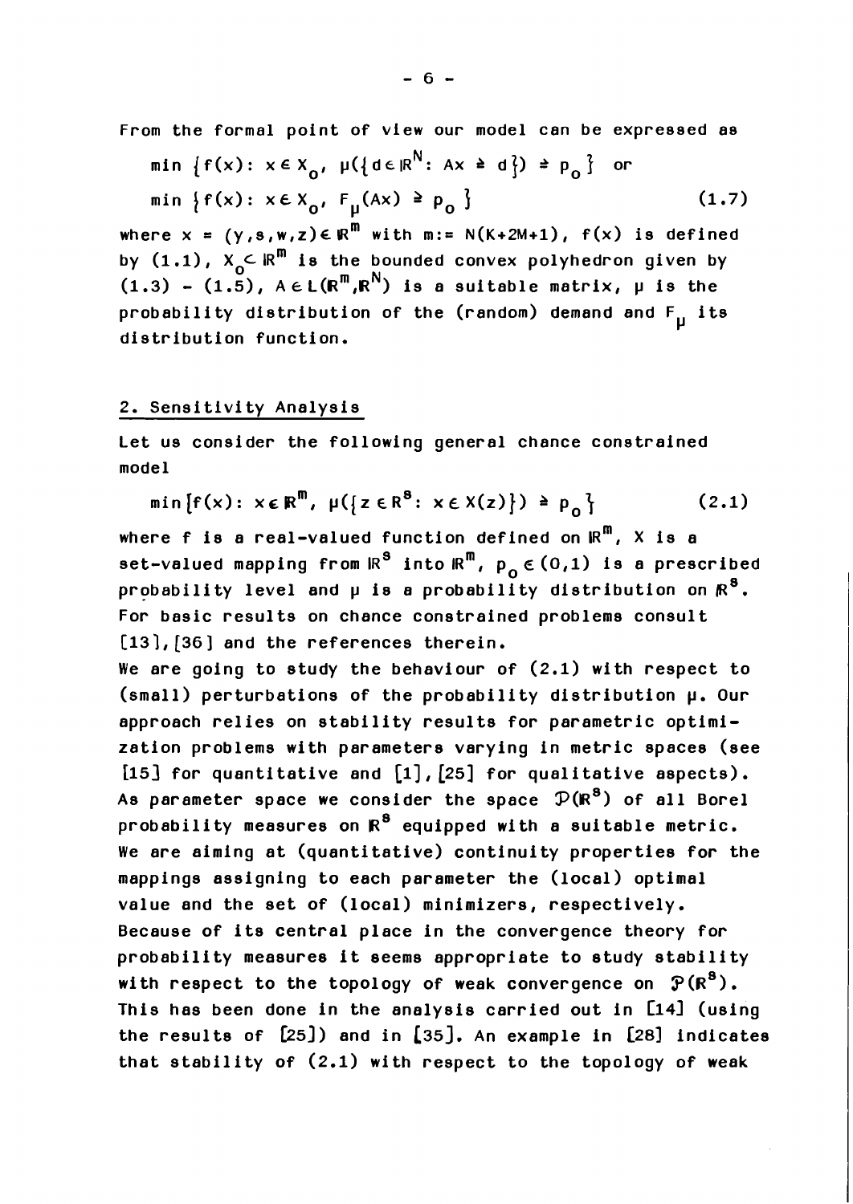From the formal point of view our model can be expressed as

$$\min \{f(x):\ x \in X_0,\ \mu(\{d \in \mathbb{R}^N:\ Ax \geq d\}) \geq p_0\} \quad \text{or}$$

$$\min \{f(x):\ x \in X_0,\ F_\mu(Ax) \geq p_0\} \tag{1.7}$$

where $x = (y,s,w,z) \in \mathbb{R}^m$ with $m := N(K+2M+1)$, $f(x)$ is defined by (1.1), $X_0 \subset \mathbb{R}^m$ is the bounded convex polyhedron given by (1.3) - (1.5), $A \in L(\mathbb{R}^m, \mathbb{R}^N)$ is a suitable matrix, $\mu$ is the probability distribution of the (random) demand and $F_\mu$ its distribution function.

## 2. Sensitivity Analysis

Let us consider the following general chance constrained model

$$\min \{f(x):\ x \in \mathbb{R}^m,\ \mu(\{z \in \mathbb{R}^s:\ x \in X(z)\}) \geq p_0\} \tag{2.1}$$

where $f$ is a real-valued function defined on $\mathbb{R}^m$, $X$ is a set-valued mapping from $\mathbb{R}^s$ into $\mathbb{R}^m$, $p_0 \in (0,1)$ is a prescribed probability level and $\mu$ is a probability distribution on $\mathbb{R}^s$. For basic results on chance constrained problems consult [13],[36] and the references therein.

We are going to study the behaviour of (2.1) with respect to (small) perturbations of the probability distribution $\mu$. Our approach relies on stability results for parametric optimization problems with parameters varying in metric spaces (see [15] for quantitative and [1],[25] for qualitative aspects). As parameter space we consider the space $\mathcal{P}(\mathbb{R}^s)$ of all Borel probability measures on $\mathbb{R}^s$ equipped with a suitable metric. We are aiming at (quantitative) continuity properties for the mappings assigning to each parameter the (local) optimal value and the set of (local) minimizers, respectively. Because of its central place in the convergence theory for probability measures it seems appropriate to study stability with respect to the topology of weak convergence on $\mathcal{P}(\mathbb{R}^s)$. This has been done in the analysis carried out in [14] (using the results of [25]) and in [35]. An example in [28] indicates that stability of (2.1) with respect to the topology of weak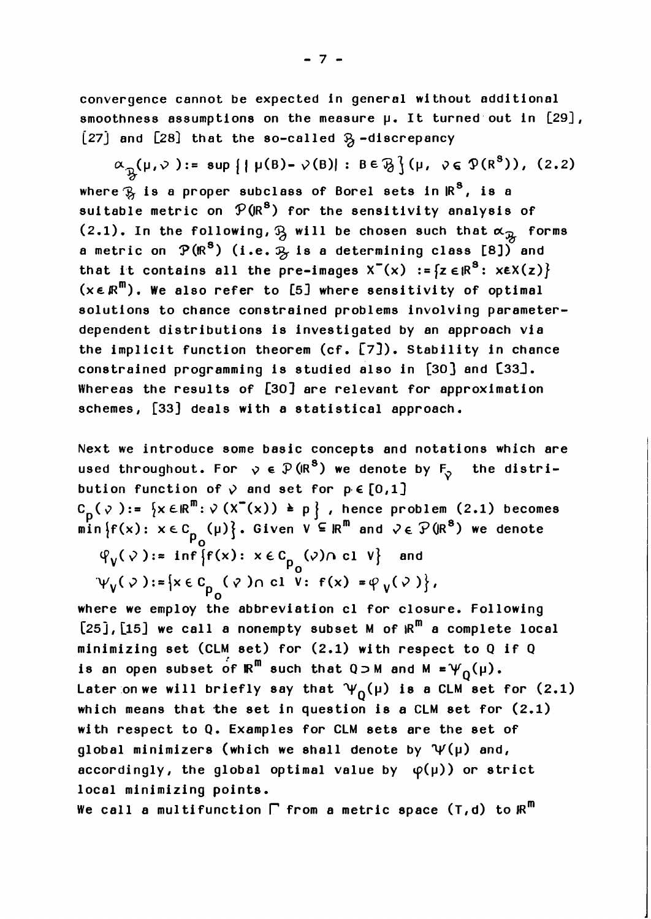convergence cannot be expected in general without additional smoothness assumptions on the measure $\mu$. It turned out in [29], [27] and [28] that the so-called $\mathcal{B}$-discrepancy

$$\alpha_{\mathcal{B}}(\mu,\nu) := \sup\{|\mu(B)-\nu(B)| : B\in\mathcal{B}\}(\mu,\ \nu\in\mathcal{P}(\mathbb{R}^s)),\ (2.2)$$

where $\mathcal{B}$ is a proper subclass of Borel sets in $\mathbb{R}^s$, is a suitable metric on $\mathcal{P}(\mathbb{R}^s)$ for the sensitivity analysis of (2.1). In the following, $\mathcal{B}$ will be chosen such that $\alpha_{\mathcal{B}}$ forms a metric on $\mathcal{P}(\mathbb{R}^s)$ (i.e. $\mathcal{B}$ is a determining class [8]) and that it contains all the pre-images $X^-(x) := \{z\in\mathbb{R}^s : x\in X(z)\}$ $(x\in\mathbb{R}^m)$. We also refer to [5] where sensitivity of optimal solutions to chance constrained problems involving parameter-dependent distributions is investigated by an approach via the implicit function theorem (cf. [7]). Stability in chance constrained programming is studied also in [30] and [33]. Whereas the results of [30] are relevant for approximation schemes, [33] deals with a statistical approach.

Next we introduce some basic concepts and notations which are used throughout. For $\nu\in\mathcal{P}(\mathbb{R}^s)$ we denote by $F_\nu$ the distribution function of $\nu$ and set for $p\in[0,1]$
$C_p(\nu) := \{x\in\mathbb{R}^m : \nu(X^-(x)) \geq p\}$, hence problem (2.1) becomes $\min\{f(x) : x\in C_{p_0}(\mu)\}$. Given $V\subseteq\mathbb{R}^m$ and $\nu\in\mathcal{P}(\mathbb{R}^s)$ we denote

$$\varphi_V(\nu) := \inf\{f(x) : x\in C_{p_0}(\nu)\cap \text{cl } V\} \quad \text{and}$$

$$\Psi_V(\nu) := \{x\in C_{p_0}(\nu)\cap \text{cl } V : f(x) = \varphi_V(\nu)\},$$

where we employ the abbreviation cl for closure. Following [25], [15] we call a nonempty subset $M$ of $\mathbb{R}^m$ a complete local minimizing set (CLM set) for (2.1) with respect to $Q$ if $Q$ is an open subset of $\mathbb{R}^m$ such that $Q\supset M$ and $M = \Psi_Q(\mu)$. Later on we will briefly say that $\Psi_Q(\mu)$ is a CLM set for (2.1) which means that the set in question is a CLM set for (2.1) with respect to $Q$. Examples for CLM sets are the set of global minimizers (which we shall denote by $\Psi(\mu)$ and, accordingly, the global optimal value by $\varphi(\mu)$) or strict local minimizing points.

We call a multifunction $\Gamma$ from a metric space $(T,d)$ to $\mathbb{R}^m$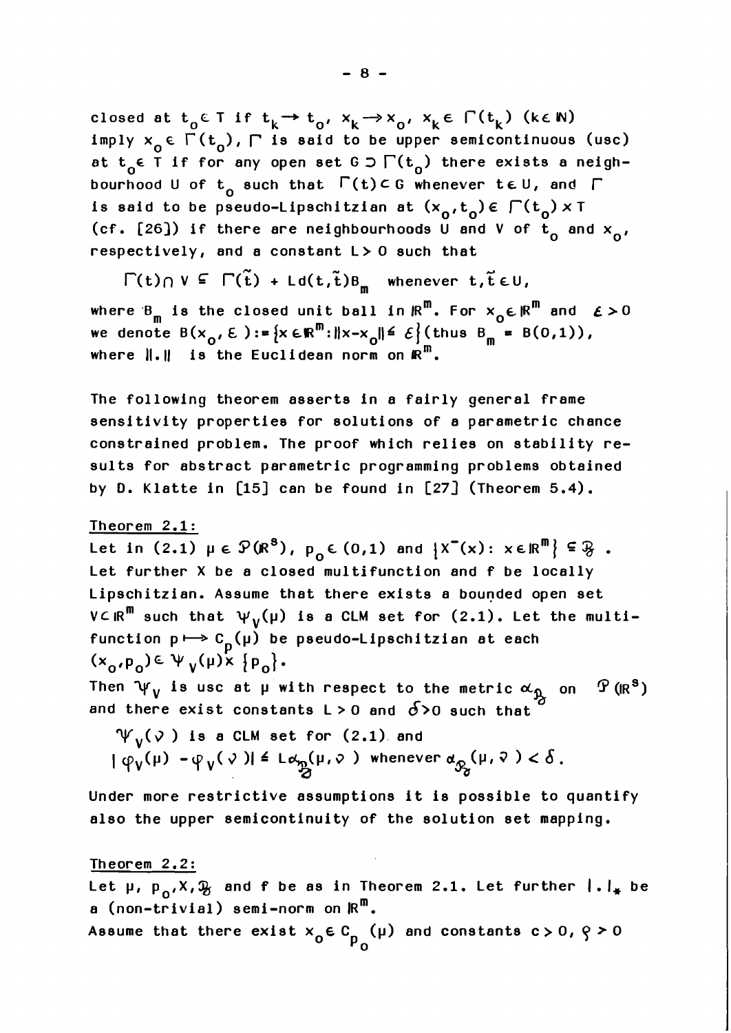closed at $t_0 \in T$ if $t_k \to t_0$, $x_k \to x_0$, $x_k \in \Gamma(t_k)$ $(k \in \mathbb{N})$ imply $x_0 \in \Gamma(t_0)$, $\Gamma$ is said to be upper semicontinuous (usc) at $t_0 \in T$ if for any open set $G \supset \Gamma(t_0)$ there exists a neighbourhood $U$ of $t_0$ such that $\Gamma(t) \subset G$ whenever $t \in U$, and $\Gamma$ is said to be pseudo-Lipschitzian at $(x_0, t_0) \in \Gamma(t_0) \times T$ (cf. [26]) if there are neighbourhoods $U$ and $V$ of $t_0$ and $x_0$, respectively, and a constant $L > 0$ such that

$$\Gamma(t) \cap V \subseteq \Gamma(\tilde{t}) + L d(t, \tilde{t}) B_m \quad \text{whenever } t, \tilde{t} \in U,$$

where $B_m$ is the closed unit ball in $\mathbb{R}^m$. For $x_0 \in \mathbb{R}^m$ and $\varepsilon > 0$ we denote $B(x_0, \varepsilon) := \{x \in \mathbb{R}^m : \|x - x_0\| \leq \varepsilon\}$ (thus $B_m = B(0,1)$), where $\|.\|$ is the Euclidean norm on $\mathbb{R}^m$.

The following theorem asserts in a fairly general frame sensitivity properties for solutions of a parametric chance constrained problem. The proof which relies on stability results for abstract parametric programming problems obtained by D. Klatte in [15] can be found in [27] (Theorem 5.4).

Theorem 2.1:
Let in (2.1) $\mu \in \mathcal{P}(\mathbb{R}^s)$, $p_0 \in (0,1)$ and $\{X^-(x) : x \in \mathbb{R}^m\} \subseteq \mathcal{B}$. Let further $X$ be a closed multifunction and $f$ be locally Lipschitzian. Assume that there exists a bounded open set $V \subset \mathbb{R}^m$ such that $\Psi_V(\mu)$ is a CLM set for (2.1). Let the multifunction $p \mapsto C_p(\mu)$ be pseudo-Lipschitzian at each $(x_0, p_0) \in \Psi_V(\mu) \times \{p_0\}$.
Then $\Psi_V$ is usc at $\mu$ with respect to the metric $\alpha_{\mathcal{B}}$ on $\mathcal{P}(\mathbb{R}^s)$ and there exist constants $L > 0$ and $\delta > 0$ such that

$\Psi_V(\nu)$ is a CLM set for (2.1) and
$|\varphi_V(\mu) - \varphi_V(\nu)| \leq L \alpha_{\mathcal{B}}(\mu, \nu)$ whenever $\alpha_{\mathcal{B}}(\mu, \nu) < \delta$.

Under more restrictive assumptions it is possible to quantify also the upper semicontinuity of the solution set mapping.

Theorem 2.2:
Let $\mu$, $p_0$, $X$, $\mathcal{B}$ and $f$ be as in Theorem 2.1. Let further $|.|_*$ be a (non-trivial) semi-norm on $\mathbb{R}^m$.
Assume that there exist $x_0 \in C_{p_0}(\mu)$ and constants $c > 0$, $\varrho > 0$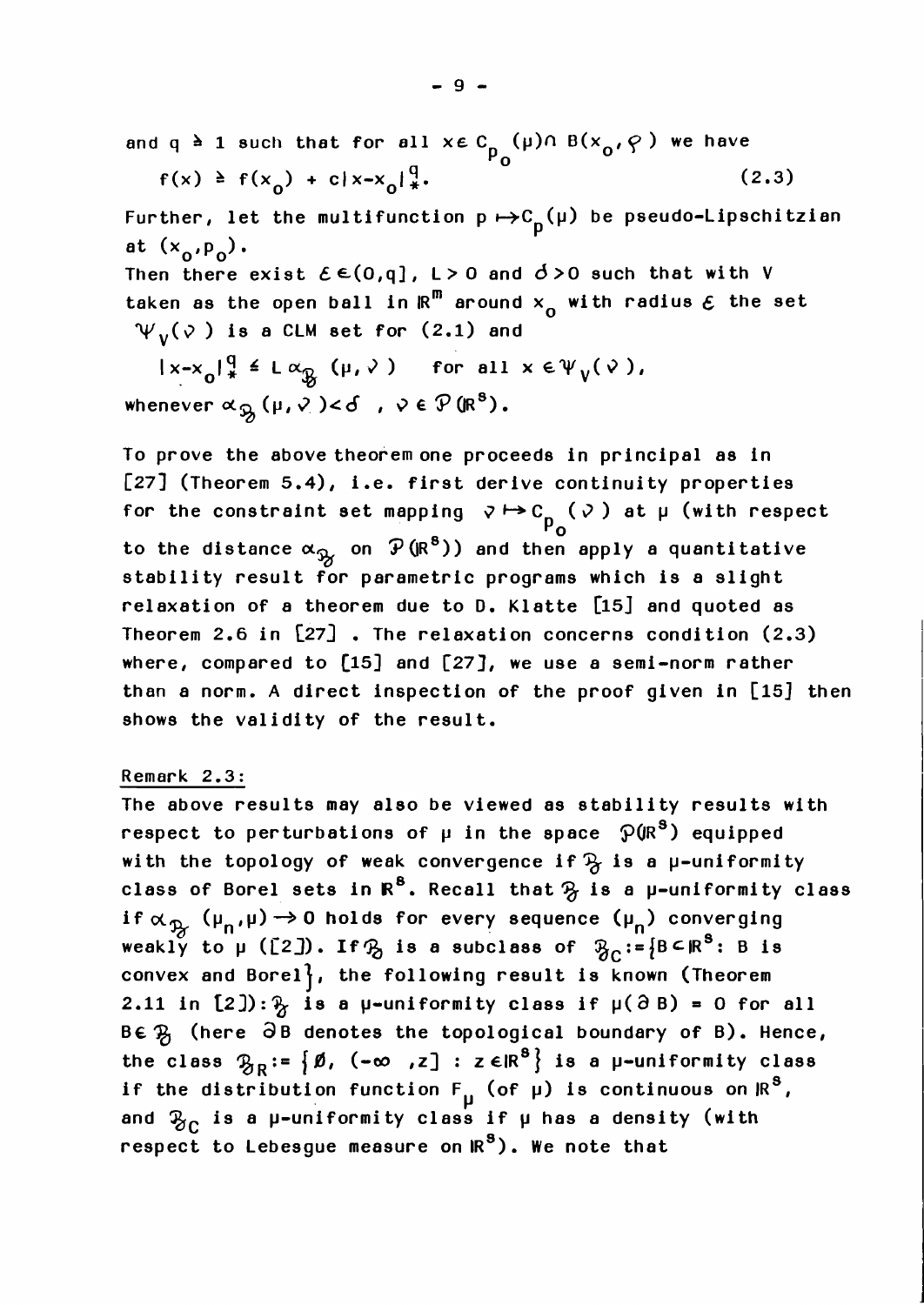and $q \geq 1$ such that for all $x \in C_{p_o}(\mu) \cap B(x_o, \varrho)$ we have

$$f(x) \geq f(x_o) + c|x - x_o|_*^q. \tag{2.3}$$

Further, let the multifunction $p \mapsto C_p(\mu)$ be pseudo-Lipschitzian at $(x_o, p_o)$.

Then there exist $\varepsilon \in (0,q]$, $L > 0$ and $\delta > 0$ such that with $V$ taken as the open ball in $\mathbb{R}^m$ around $x_o$ with radius $\varepsilon$ the set $\Psi_V(\nu)$ is a CLM set for (2.1) and

$$|x - x_o|_*^q \leq L\, \alpha_{\mathcal{B}}(\mu, \nu) \quad \text{for all } x \in \Psi_V(\nu),$$

whenever $\alpha_{\mathcal{B}}(\mu, \nu) < \delta$, $\nu \in \mathcal{P}(\mathbb{R}^s)$.

To prove the above theorem one proceeds in principal as in [27] (Theorem 5.4), i.e. first derive continuity properties for the constraint set mapping $\nu \mapsto C_{p_o}(\nu)$ at $\mu$ (with respect to the distance $\alpha_{\mathcal{B}}$ on $\mathcal{P}(\mathbb{R}^s)$) and then apply a quantitative stability result for parametric programs which is a slight relaxation of a theorem due to D. Klatte [15] and quoted as Theorem 2.6 in [27]. The relaxation concerns condition (2.3) where, compared to [15] and [27], we use a semi-norm rather than a norm. A direct inspection of the proof given in [15] then shows the validity of the result.

Remark 2.3:

The above results may also be viewed as stability results with respect to perturbations of $\mu$ in the space $\mathcal{P}(\mathbb{R}^s)$ equipped with the topology of weak convergence if $\mathcal{B}$ is a $\mu$-uniformity class of Borel sets in $\mathbb{R}^s$. Recall that $\mathcal{B}$ is a $\mu$-uniformity class if $\alpha_{\mathcal{B}}(\mu_n, \mu) \to 0$ holds for every sequence $(\mu_n)$ converging weakly to $\mu$ ([2]). If $\mathcal{B}$ is a subclass of $\mathcal{B}_C := \{B \subset \mathbb{R}^s \colon B \text{ is convex and Borel}\}$, the following result is known (Theorem 2.11 in [2]): $\mathcal{B}$ is a $\mu$-uniformity class if $\mu(\partial B) = 0$ for all $B \in \mathcal{B}$ (here $\partial B$ denotes the topological boundary of $B$). Hence, the class $\mathcal{B}_R := \{\emptyset, (-\infty, z] : z \in \mathbb{R}^s\}$ is a $\mu$-uniformity class if the distribution function $F_\mu$ (of $\mu$) is continuous on $\mathbb{R}^s$, and $\mathcal{B}_C$ is a $\mu$-uniformity class if $\mu$ has a density (with respect to Lebesgue measure on $\mathbb{R}^s$). We note that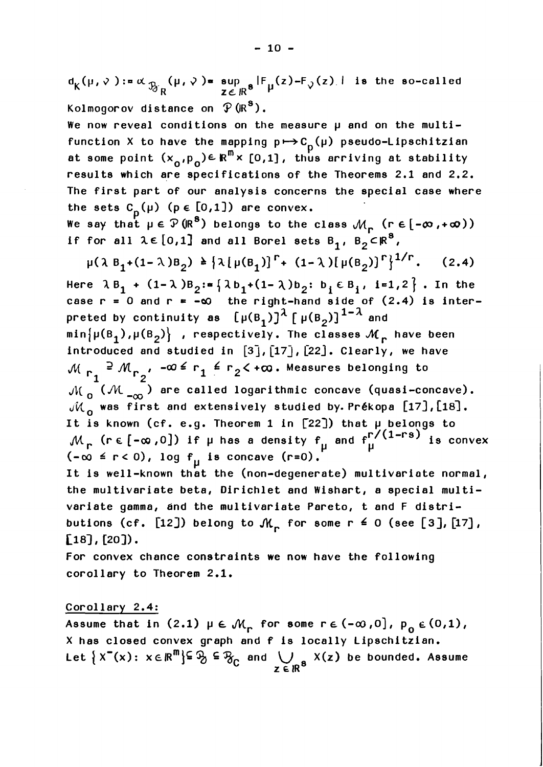$d_K(\mu,\nu) := \alpha_{\mathcal{B}_R}(\mu,\nu) = \sup_{z\in\mathbb{R}^s} |F_\mu(z)-F_\nu(z)|$ is the so-called Kolmogorov distance on $\mathcal{P}(\mathbb{R}^s)$.

We now reveal conditions on the measure $\mu$ and on the multifunction X to have the mapping $p \mapsto C_p(\mu)$ pseudo-Lipschitzian at some point $(x_0,p_0)\in\mathbb{R}^m\times[0,1]$, thus arriving at stability results which are specifications of the Theorems 2.1 and 2.2. The first part of our analysis concerns the special case where the sets $C_p(\mu)$ ($p\in[0,1]$) are convex.

We say that $\mu\in\mathcal{P}(\mathbb{R}^s)$ belongs to the class $\mathcal{M}_r$ ($r\in[-\infty,+\infty)$) if for all $\lambda\in[0,1]$ and all Borel sets $B_1, B_2\subset\mathbb{R}^s$,

$$\mu(\lambda B_1+(1-\lambda)B_2) \geq \{\lambda[\mu(B_1)]^r + (1-\lambda)[\mu(B_2)]^r\}^{1/r}. \qquad (2.4)$$

Here $\lambda B_1 + (1-\lambda)B_2 := \{\lambda b_1+(1-\lambda)b_2 : b_i\in B_i,\ i=1,2\}$. In the case $r = 0$ and $r = -\infty$ the right-hand side of (2.4) is interpreted by continuity as $[\mu(B_1)]^\lambda[\mu(B_2)]^{1-\lambda}$ and $\min\{\mu(B_1),\mu(B_2)\}$, respectively. The classes $\mathcal{M}_r$ have been introduced and studied in [3], [17], [22]. Clearly, we have $\mathcal{M}_{r_1} \supseteq \mathcal{M}_{r_2}$, $-\infty\leq r_1\leq r_2<+\infty$. Measures belonging to $\mathcal{M}_0$ ($\mathcal{M}_{-\infty}$) are called logarithmic concave (quasi-concave). $\mathcal{M}_0$ was first and extensively studied by Prékopa [17], [18]. It is known (cf. e.g. Theorem 1 in [22]) that $\mu$ belongs to $\mathcal{M}_r$ ($r\in[-\infty,0]$) if $\mu$ has a density $f_\mu$ and $f_\mu^{r/(1-rs)}$ is convex ($-\infty\leq r<0$), $\log f_\mu$ is concave ($r=0$).

It is well-known that the (non-degenerate) multivariate normal, the multivariate beta, Dirichlet and Wishart, a special multivariate gamma, and the multivariate Pareto, t and F distributions (cf. [12]) belong to $\mathcal{M}_r$ for some $r\leq 0$ (see [3], [17], [18], [20]).

For convex chance constraints we now have the following corollary to Theorem 2.1.

Corollary 2.4:

Assume that in (2.1) $\mu\in\mathcal{M}_r$ for some $r\in(-\infty,0]$, $p_0\in(0,1)$, X has closed convex graph and f is locally Lipschitzian. Let $\{X^-(x) : x\in\mathbb{R}^m\}\subseteq\mathcal{B}\subseteq\mathcal{B}_C$ and $\bigcup_{z\in\mathbb{R}^s} X(z)$ be bounded. Assume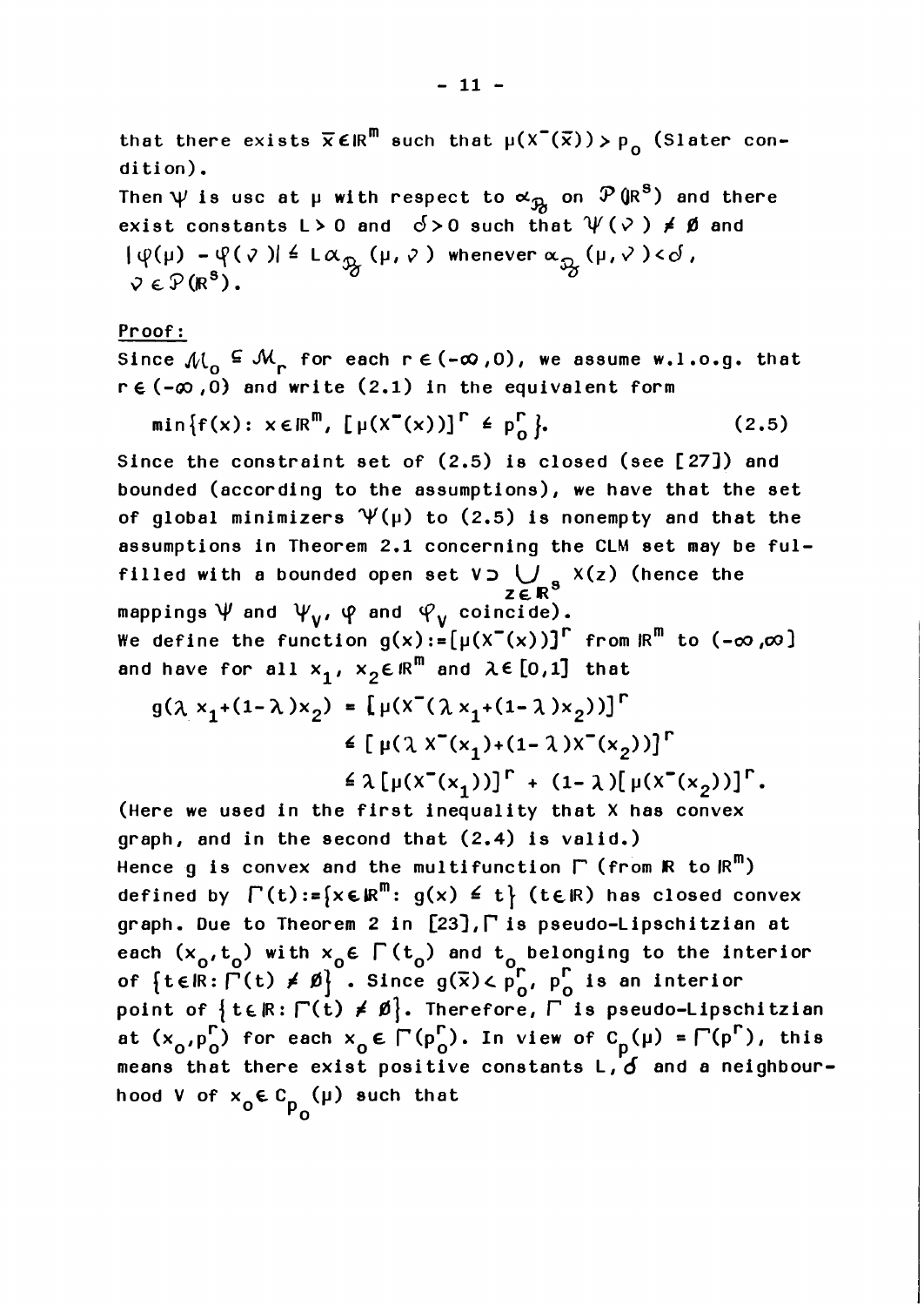that there exists $\bar{x} \in \mathbb{R}^m$ such that $\mu(X^-(\bar{x})) > p_o$ (Slater condition).

Then $\Psi$ is usc at $\mu$ with respect to $\alpha_{\mathfrak{B}}$ on $\mathcal{P}(\mathbb{R}^s)$ and there exist constants $L > 0$ and $\delta > 0$ such that $\Psi(\nu) \neq \emptyset$ and $|\varphi(\mu) - \varphi(\nu)| \leq L\alpha_{\mathfrak{B}}(\mu, \nu)$ whenever $\alpha_{\mathfrak{B}}(\mu, \nu) < \delta$, $\nu \in \mathcal{P}(\mathbb{R}^s)$.

Proof:

Since $\mathcal{M}_o \subseteq \mathcal{M}_r$ for each $r \in (-\infty, 0)$, we assume w.l.o.g. that $r \in (-\infty, 0)$ and write (2.1) in the equivalent form

$$\min\{f(x):\ x \in \mathbb{R}^m,\ [\mu(X^-(x))]^r \leq p_o^r\}. \tag{2.5}$$

Since the constraint set of (2.5) is closed (see [27]) and bounded (according to the assumptions), we have that the set of global minimizers $\Psi(\mu)$ to (2.5) is nonempty and that the assumptions in Theorem 2.1 concerning the CLM set may be fulfilled with a bounded open set $V \supset \bigcup_{z \in \mathbb{R}^s} X(z)$ (hence the mappings $\Psi$ and $\Psi_V$, $\varphi$ and $\varphi_V$ coincide).

We define the function $g(x) := [\mu(X^-(x))]^r$ from $\mathbb{R}^m$ to $(-\infty, \infty]$ and have for all $x_1, x_2 \in \mathbb{R}^m$ and $\lambda \in [0,1]$ that

$$\begin{aligned} g(\lambda x_1 + (1-\lambda)x_2) &= [\mu(X^-(\lambda x_1 + (1-\lambda)x_2))]^r \\ &\leq [\mu(\lambda X^-(x_1) + (1-\lambda)X^-(x_2))]^r \\ &\leq \lambda[\mu(X^-(x_1))]^r + (1-\lambda)[\mu(X^-(x_2))]^r. \end{aligned}$$

(Here we used in the first inequality that X has convex graph, and in the second that (2.4) is valid.)

Hence g is convex and the multifunction $\Gamma$ (from $\mathbb{R}$ to $\mathbb{R}^m$) defined by $\Gamma(t) := \{x \in \mathbb{R}^m:\ g(x) \leq t\}$ $(t \in \mathbb{R})$ has closed convex graph. Due to Theorem 2 in [23], $\Gamma$ is pseudo-Lipschitzian at each $(x_o, t_o)$ with $x_o \in \Gamma(t_o)$ and $t_o$ belonging to the interior of $\{t \in \mathbb{R}: \Gamma(t) \neq \emptyset\}$. Since $g(\bar{x}) < p_o^r$, $p_o^r$ is an interior point of $\{t \in \mathbb{R}: \Gamma(t) \neq \emptyset\}$. Therefore, $\Gamma$ is pseudo-Lipschitzian at $(x_o, p_o^r)$ for each $x_o \in \Gamma(p_o^r)$. In view of $C_p(\mu) = \Gamma(p^r)$, this means that there exist positive constants $L, \delta$ and a neighbourhood V of $x_o \in C_{p_o}(\mu)$ such that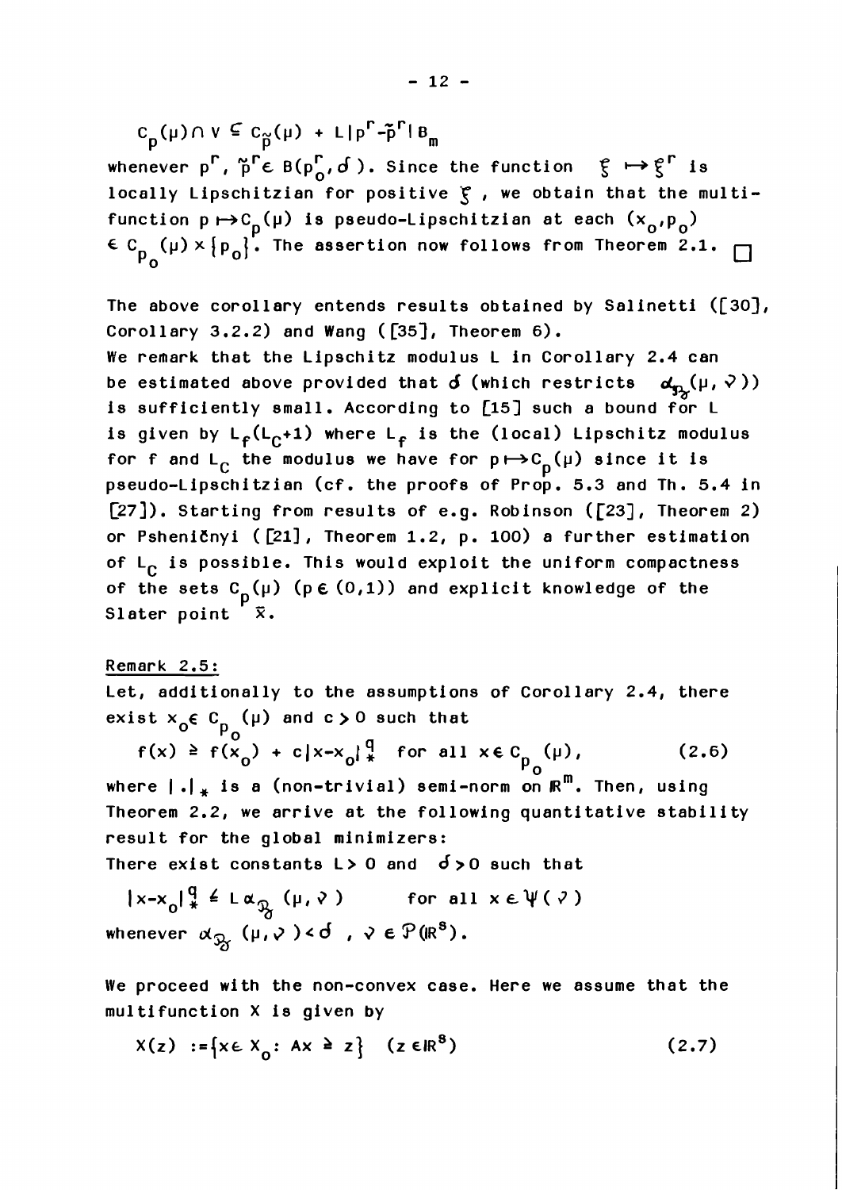$$C_p(\mu) \cap V \subseteq C_{\tilde{p}}(\mu) + L|p^r - \tilde{p}^r| B_m$$

whenever $p^r$, $\tilde{p}^r \in B(p_o^r, \delta)$. Since the function $\xi \mapsto \xi^r$ is locally Lipschitzian for positive $\xi$, we obtain that the multifunction $p \mapsto C_p(\mu)$ is pseudo-Lipschitzian at each $(x_o, p_o) \in C_{p_o}(\mu) \times \{p_o\}$. The assertion now follows from Theorem 2.1. □

The above corollary entends results obtained by Salinetti ([30], Corollary 3.2.2) and Wang ([35], Theorem 6).

We remark that the Lipschitz modulus L in Corollary 2.4 can be estimated above provided that $\delta$ (which restricts $\alpha_{\mathfrak{B}_\delta}(\mu, \nu)$) is sufficiently small. According to [15] such a bound for L is given by $L_f(L_C+1)$ where $L_f$ is the (local) Lipschitz modulus for f and $L_C$ the modulus we have for $p \mapsto C_p(\mu)$ since it is pseudo-Lipschitzian (cf. the proofs of Prop. 5.3 and Th. 5.4 in [27]). Starting from results of e.g. Robinson ([23], Theorem 2) or Pshenĭčnyi ([21], Theorem 1.2, p. 100) a further estimation of $L_C$ is possible. This would exploit the uniform compactness of the sets $C_p(\mu)$ $(p \in (0,1))$ and explicit knowledge of the Slater point $\bar{x}$.

Remark 2.5:

Let, additionally to the assumptions of Corollary 2.4, there exist $x_o \in C_{p_o}(\mu)$ and $c > 0$ such that

$$f(x) \geq f(x_o) + c|x - x_o|_*^q \quad \text{for all } x \in C_{p_o}(\mu), \tag{2.6}$$

where $|\cdot|_*$ is a (non-trivial) semi-norm on $\mathbb{R}^m$. Then, using Theorem 2.2, we arrive at the following quantitative stability result for the global minimizers:

There exist constants $L > 0$ and $\delta > 0$ such that

$$|x - x_o|_*^q \leq L\alpha_{\mathfrak{B}_\delta}(\mu, \nu) \qquad \text{for all } x \in \Psi(\nu)$$

whenever $\alpha_{\mathfrak{B}_\delta}(\mu, \nu) < \delta$, $\nu \in \mathcal{P}(\mathbb{R}^s)$.

We proceed with the non-convex case. Here we assume that the multifunction X is given by

$$X(z) := \{x \in X_o : Ax \geq z\} \quad (z \in \mathbb{R}^s) \tag{2.7}$$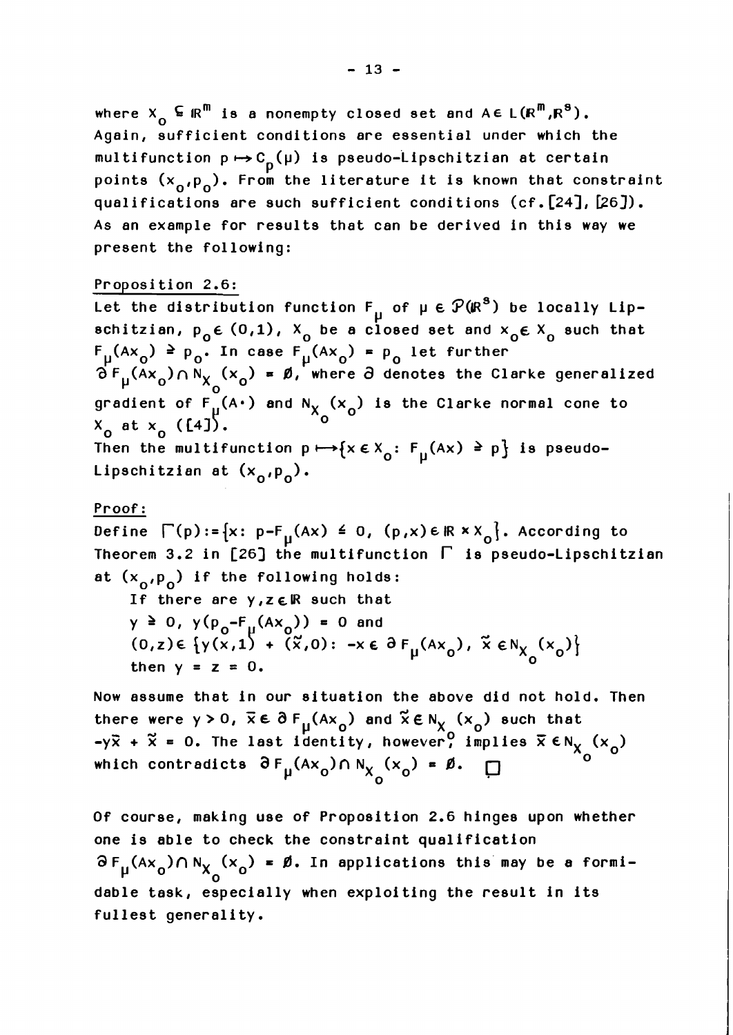where $X_o \subseteq \mathbb{R}^m$ is a nonempty closed set and $A \in L(\mathbb{R}^m, \mathbb{R}^s)$. Again, sufficient conditions are essential under which the multifunction $p \mapsto C_p(\mu)$ is pseudo-Lipschitzian at certain points $(x_o, p_o)$. From the literature it is known that constraint qualifications are such sufficient conditions (cf. [24], [26]). As an example for results that can be derived in this way we present the following:

Proposition 2.6:

Let the distribution function $F_\mu$ of $\mu \in \mathcal{P}(\mathbb{R}^s)$ be locally Lipschitzian, $p_o \in (0,1)$, $X_o$ be a closed set and $x_o \in X_o$ such that $F_\mu(Ax_o) \geq p_o$. In case $F_\mu(Ax_o) = p_o$ let further $\partial F_\mu(Ax_o) \cap N_{X_o}(x_o) = \emptyset$, where $\partial$ denotes the Clarke generalized gradient of $F_\mu(A\cdot)$ and $N_{X_o}(x_o)$ is the Clarke normal cone to $X_o$ at $x_o$ ([4]).

Then the multifunction $p \longmapsto \{x \in X_o : F_\mu(Ax) \geq p\}$ is pseudo-Lipschitzian at $(x_o, p_o)$.

Proof:

Define $\Gamma(p) := \{x : p - F_\mu(Ax) \leq 0,\ (p,x) \in \mathbb{R} \times X_o\}$. According to Theorem 3.2 in [26] the multifunction $\Gamma$ is pseudo-Lipschitzian at $(x_o, p_o)$ if the following holds:

If there are $y, z \in \mathbb{R}$ such that
$y \geq 0$, $y(p_o - F_\mu(Ax_o)) = 0$ and
$(0,z) \in \{y(x,1) + (\tilde{x},0) : -x \in \partial F_\mu(Ax_o),\ \tilde{x} \in N_{X_o}(x_o)\}$
then $y = z = 0$.

Now assume that in our situation the above did not hold. Then there were $y > 0$, $\bar{x} \in \partial F_\mu(Ax_o)$ and $\tilde{x} \in N_{X_o}(x_o)$ such that $-y\bar{x} + \tilde{x} = 0$. The last identity, however, implies $\bar{x} \in N_{X_o}(x_o)$ which contradicts $\partial F_\mu(Ax_o) \cap N_{X_o}(x_o) = \emptyset$. $\square$

Of course, making use of Proposition 2.6 hinges upon whether one is able to check the constraint qualification $\partial F_\mu(Ax_o) \cap N_{X_o}(x_o) = \emptyset$. In applications this may be a formidable task, especially when exploiting the result in its fullest generality.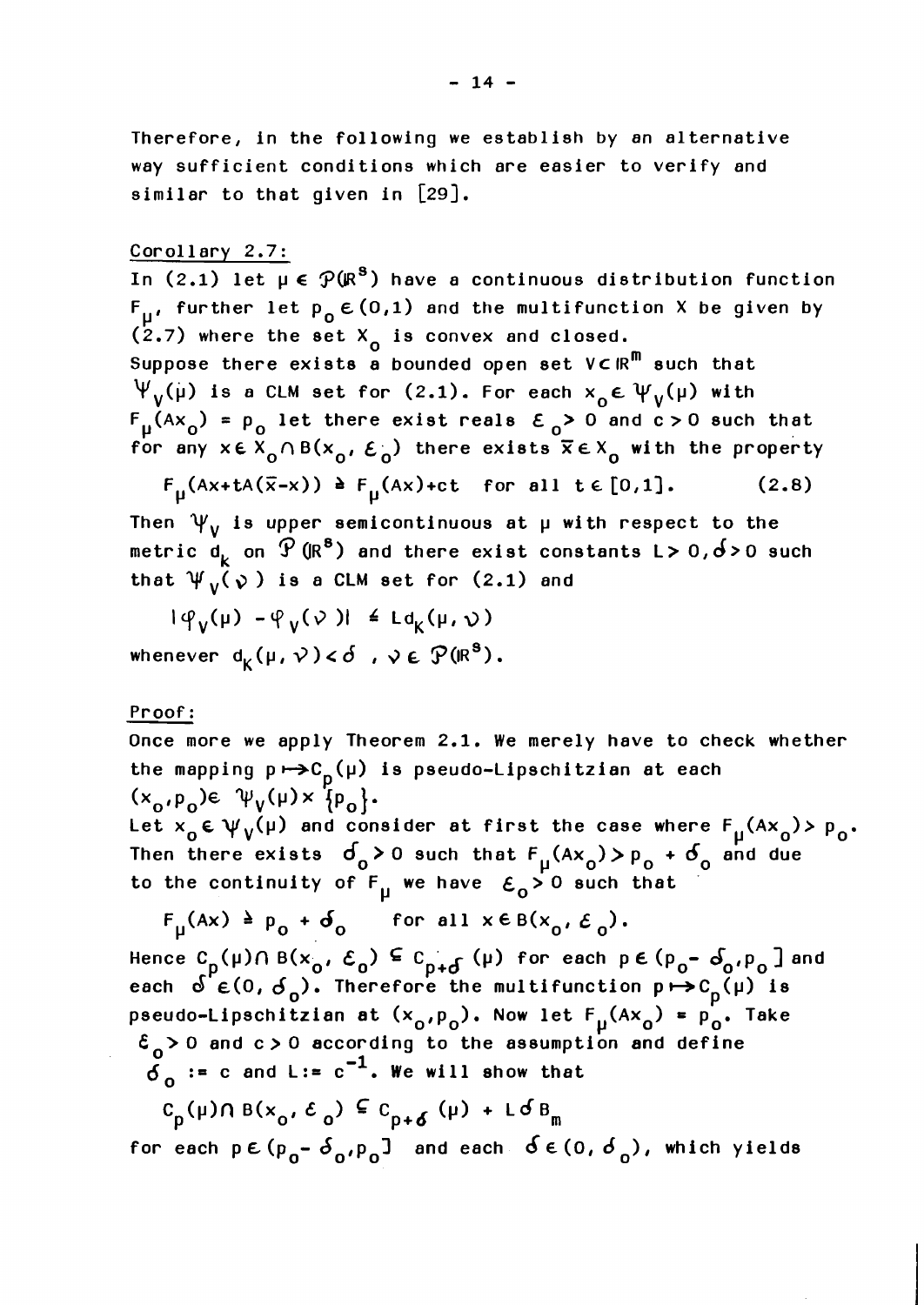Therefore, in the following we establish by an alternative way sufficient conditions which are easier to verify and similar to that given in [29].

Corollary 2.7:

In (2.1) let $\mu \in \mathcal{P}(\mathbb{R}^s)$ have a continuous distribution function $F_\mu$, further let $p_o \in (0,1)$ and the multifunction X be given by (2.7) where the set $X_o$ is convex and closed.
Suppose there exists a bounded open set $V \subset \mathbb{R}^m$ such that $\Psi_V(\mu)$ is a CLM set for (2.1). For each $x_o \in \Psi_V(\mu)$ with $F_\mu(Ax_o) = p_o$ let there exist reals $\varepsilon_o > 0$ and $c > 0$ such that for any $x \in X_o \cap B(x_o, \varepsilon_o)$ there exists $\bar{x} \in X_o$ with the property

$$F_\mu(Ax+tA(\bar{x}-x)) \geq F_\mu(Ax)+ct \quad \text{for all } t \in [0,1]. \tag{2.8}$$

Then $\Psi_V$ is upper semicontinuous at $\mu$ with respect to the metric $d_k$ on $\mathcal{P}(\mathbb{R}^s)$ and there exist constants $L > 0, \delta > 0$ such that $\Psi_V(\nu)$ is a CLM set for (2.1) and

$$|\varphi_V(\mu) - \varphi_V(\nu)| \leq L d_K(\mu, \nu)$$

whenever $d_K(\mu, \nu) < \delta$, $\nu \in \mathcal{P}(\mathbb{R}^s)$.

Proof:

Once more we apply Theorem 2.1. We merely have to check whether the mapping $p \mapsto C_p(\mu)$ is pseudo-Lipschitzian at each $(x_o, p_o) \in \Psi_V(\mu) \times \{p_o\}$.
Let $x_o \in \Psi_V(\mu)$ and consider at first the case where $F_\mu(Ax_o) > p_o$. Then there exists $\delta_o > 0$ such that $F_\mu(Ax_o) > p_o + \delta_o$ and due to the continuity of $F_\mu$ we have $\varepsilon_o > 0$ such that

$$F_\mu(Ax) \geq p_o + \delta_o \quad \text{for all } x \in B(x_o, \varepsilon_o).$$

Hence $C_p(\mu) \cap B(x_o, \varepsilon_o) \subseteq C_{p+\delta}(\mu)$ for each $p \in (p_o - \delta_o, p_o]$ and each $\delta \in (0, \delta_o)$. Therefore the multifunction $p \mapsto C_p(\mu)$ is pseudo-Lipschitzian at $(x_o, p_o)$. Now let $F_\mu(Ax_o) = p_o$. Take $\varepsilon_o > 0$ and $c > 0$ according to the assumption and define $\delta_o := c$ and $L := c^{-1}$. We will show that

$$C_p(\mu) \cap B(x_o, \varepsilon_o) \subseteq C_{p+\delta}(\mu) + L\delta B_m$$

for each $p \in (p_o - \delta_o, p_o]$ and each $\delta \in (0, \delta_o)$, which yields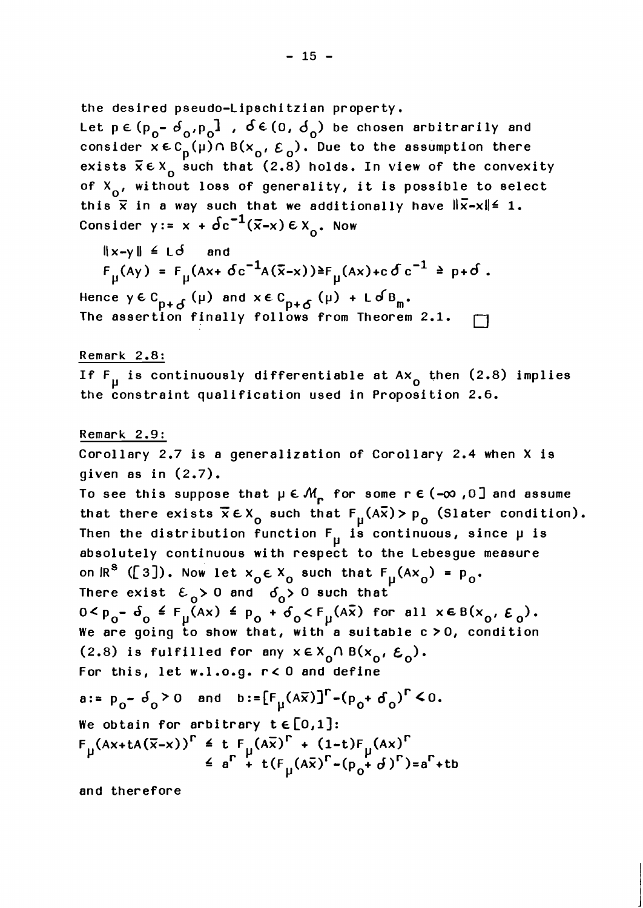the desired pseudo-Lipschitzian property.
Let $p \in (p_o - \delta_o, p_o]$ , $\delta \in (0, \delta_o)$ be chosen arbitrarily and consider $x \in C_p(\mu) \cap B(x_o, \mathcal{E}_o)$. Due to the assumption there exists $\bar{x} \in X_o$ such that (2.8) holds. In view of the convexity of $X_o$, without loss of generality, it is possible to select this $\bar{x}$ in a way such that we additionally have $\|\bar{x}-x\| \leq 1$. Consider $y := x + \delta c^{-1}(\bar{x}-x) \in X_o$. Now

$$\|x-y\| \leq L\delta \quad \text{and}$$

$$F_\mu(Ay) = F_\mu(Ax + \delta c^{-1}A(\bar{x}-x)) \geq F_\mu(Ax) + c\delta c^{-1} \geq p + \delta .$$

Hence $y \in C_{p+\delta}(\mu)$ and $x \in C_{p+\delta}(\mu) + L\delta B_m$.
The assertion finally follows from Theorem 2.1. □

Remark 2.8:

If $F_\mu$ is continuously differentiable at $Ax_o$ then (2.8) implies the constraint qualification used in Proposition 2.6.

Remark 2.9:

Corollary 2.7 is a generalization of Corollary 2.4 when X is given as in (2.7).
To see this suppose that $\mu \in \mathcal{M}_r$ for some $r \in (-\infty, 0]$ and assume that there exists $\bar{x} \in X_o$ such that $F_\mu(A\bar{x}) > p_o$ (Slater condition). Then the distribution function $F_\mu$ is continuous, since $\mu$ is absolutely continuous with respect to the Lebesgue measure on $\mathbb{R}^s$ ([3]). Now let $x_o \in X_o$ such that $F_\mu(Ax_o) = p_o$.
There exist $\mathcal{E}_o > 0$ and $\delta_o > 0$ such that
$0 < p_o - \delta_o \leq F_\mu(Ax) \leq p_o + \delta_o < F_\mu(A\bar{x})$ for all $x \in B(x_o, \mathcal{E}_o)$.
We are going to show that, with a suitable $c > 0$, condition (2.8) is fulfilled for any $x \in X_o \cap B(x_o, \mathcal{E}_o)$.
For this, let w.l.o.g. $r < 0$ and define

$$a := p_o - \delta_o > 0 \quad \text{and} \quad b := [F_\mu(A\bar{x})]^r - (p_o + \delta_o)^r < 0.$$

We obtain for arbitrary $t \in [0,1]$:

$$\begin{aligned} F_\mu(Ax + tA(\bar{x}-x))^r &\leq t\, F_\mu(A\bar{x})^r + (1-t)F_\mu(Ax)^r \\ &\leq a^r + t(F_\mu(A\bar{x})^r - (p_o + \delta)^r) = a^r + tb \end{aligned}$$

and therefore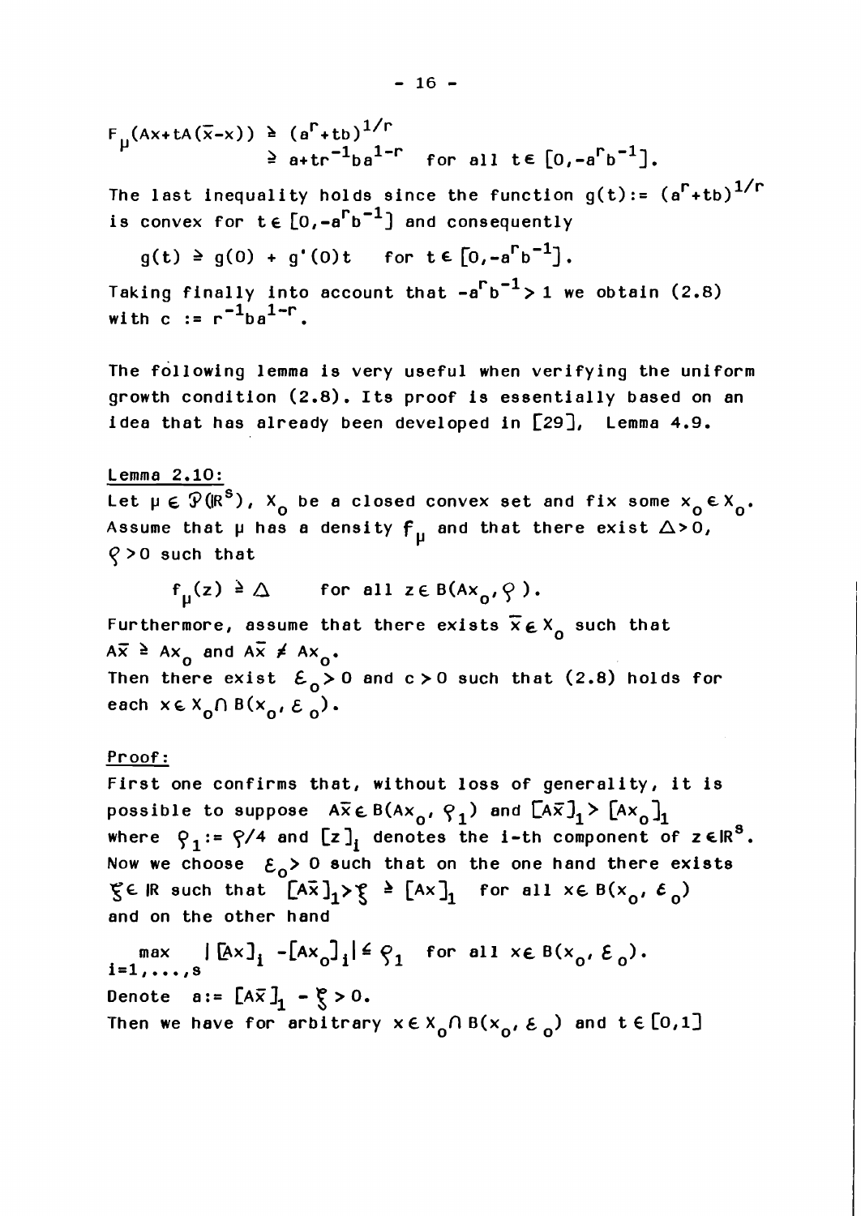$$F_\mu(Ax+tA(\bar{x}-x)) \geq (a^r+tb)^{1/r}$$
$$\geq a+tr^{-1}ba^{1-r} \quad \text{for all } t\in [0,-a^r b^{-1}].$$

The last inequality holds since the function $g(t):=(a^r+tb)^{1/r}$ is convex for $t\in[0,-a^r b^{-1}]$ and consequently

$$g(t) \geq g(0) + g'(0)t \quad \text{for } t\in[0,-a^r b^{-1}].$$

Taking finally into account that $-a^r b^{-1} > 1$ we obtain (2.8) with $c := r^{-1}ba^{1-r}$.

The following lemma is very useful when verifying the uniform growth condition (2.8). Its proof is essentially based on an idea that has already been developed in [29], Lemma 4.9.

Lemma 2.10:

Let $\mu \in \mathcal{P}(\mathbb{R}^s)$, $X_o$ be a closed convex set and fix some $x_o \in X_o$. Assume that $\mu$ has a density $f_\mu$ and that there exist $\Delta > 0$, $\rho > 0$ such that

$$f_\mu(z) \geq \Delta \quad \text{for all } z\in B(Ax_o,\rho).$$

Furthermore, assume that there exists $\bar{x}\in X_o$ such that $A\bar{x} \geq Ax_o$ and $A\bar{x} \neq Ax_o$.

Then there exist $\varepsilon_o > 0$ and $c > 0$ such that (2.8) holds for each $x\in X_o \cap B(x_o,\varepsilon_o)$.

Proof:

First one confirms that, without loss of generality, it is possible to suppose $A\bar{x}\in B(Ax_o,\rho_1)$ and $[A\bar{x}]_1 > [Ax_o]_1$ where $\rho_1 := \rho/4$ and $[z]_i$ denotes the i-th component of $z\in\mathbb{R}^s$. Now we choose $\varepsilon_o > 0$ such that on the one hand there exists $\xi\in\mathbb{R}$ such that $[A\bar{x}]_1 > \xi \geq [Ax]_1$ for all $x\in B(x_o,\varepsilon_o)$ and on the other hand

$$\max_{i=1,\dots,s} |[Ax]_i - [Ax_o]_i| \leq \rho_1 \quad \text{for all } x\in B(x_o,\varepsilon_o).$$

Denote $a := [A\bar{x}]_1 - \xi > 0$.

Then we have for arbitrary $x\in X_o\cap B(x_o,\varepsilon_o)$ and $t\in[0,1]$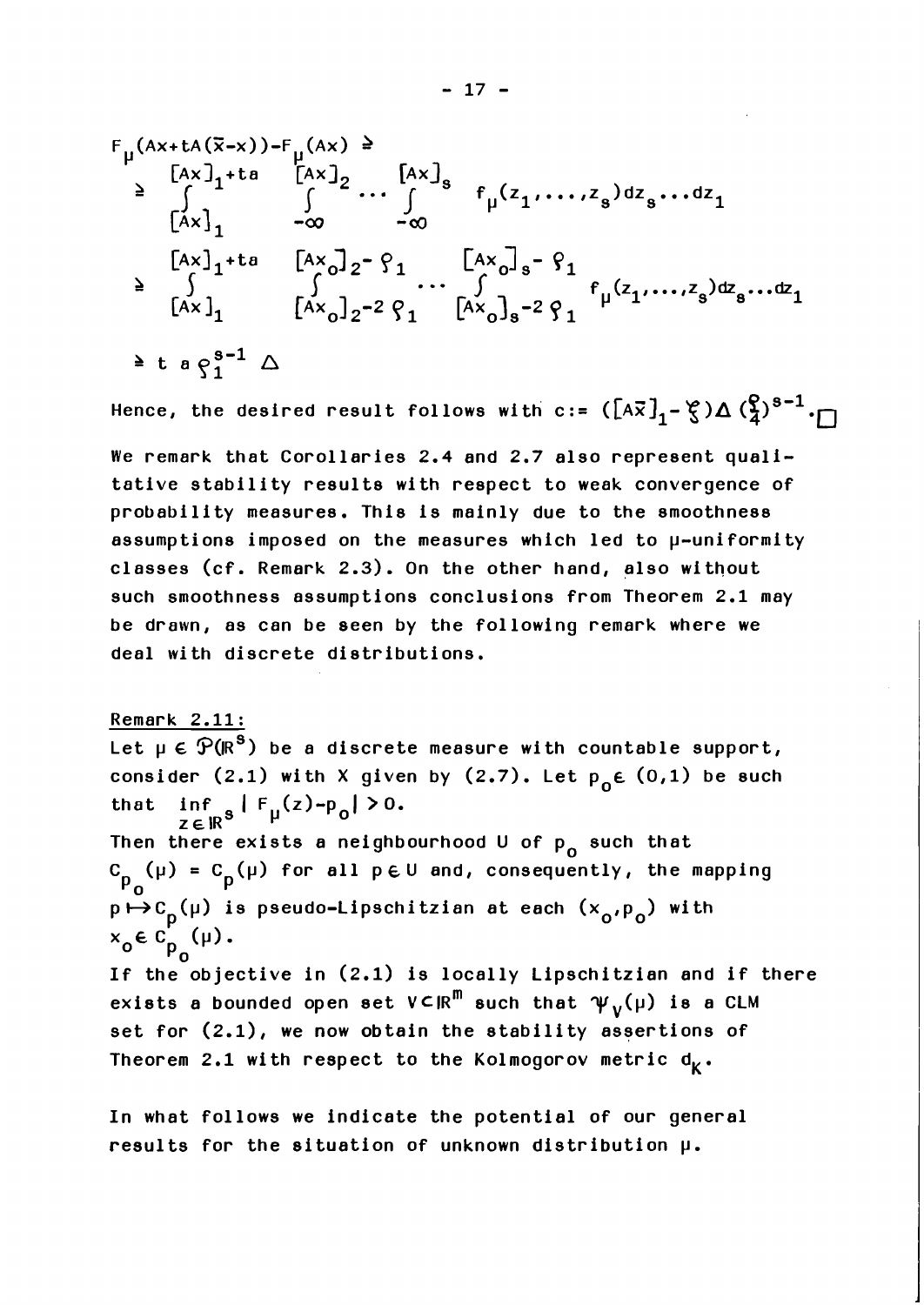$$F_\mu(Ax+tA(\bar{x}-x))-F_\mu(Ax) \geq$$

$$\geq \int_{[Ax]_1}^{[Ax]_1+ta} \int_{-\infty}^{[Ax]_2} \cdots \int_{-\infty}^{[Ax]_s} f_\mu(z_1,\ldots,z_s)dz_s\ldots dz_1$$

$$\geq \int_{[Ax]_1}^{[Ax]_1+ta} \int_{[Ax_o]_2-2\varrho_1}^{[Ax_o]_2-\varrho_1} \cdots \int_{[Ax_o]_s-2\varrho_1}^{[Ax_o]_s-\varrho_1} f_\mu(z_1,\ldots,z_s)dz_s\ldots dz_1$$

$$\geq t\, a\, \varrho_1^{s-1}\, \Delta$$

Hence, the desired result follows with $c := ([A\bar{x}]_1-\xi)\Delta(\frac{\varrho}{4})^{s-1}$. $\square$

We remark that Corollaries 2.4 and 2.7 also represent qualitative stability results with respect to weak convergence of probability measures. This is mainly due to the smoothness assumptions imposed on the measures which led to μ-uniformity classes (cf. Remark 2.3). On the other hand, also without such smoothness assumptions conclusions from Theorem 2.1 may be drawn, as can be seen by the following remark where we deal with discrete distributions.

Remark 2.11:

Let $\mu \in \mathcal{P}(\mathbb{R}^s)$ be a discrete measure with countable support, consider (2.1) with X given by (2.7). Let $p_o \in (0,1)$ be such that $\inf_{z\in\mathbb{R}^s} | F_\mu(z)-p_o| > 0$.

Then there exists a neighbourhood U of $p_o$ such that $C_{p_o}(\mu) = C_p(\mu)$ for all $p \in U$ and, consequently, the mapping $p \mapsto C_p(\mu)$ is pseudo-Lipschitzian at each $(x_o,p_o)$ with $x_o \in C_{p_o}(\mu)$.

If the objective in (2.1) is locally Lipschitzian and if there exists a bounded open set $V \subset \mathbb{R}^m$ such that $\Psi_V(\mu)$ is a CLM set for (2.1), we now obtain the stability assertions of Theorem 2.1 with respect to the Kolmogorov metric $d_K$.

In what follows we indicate the potential of our general results for the situation of unknown distribution μ.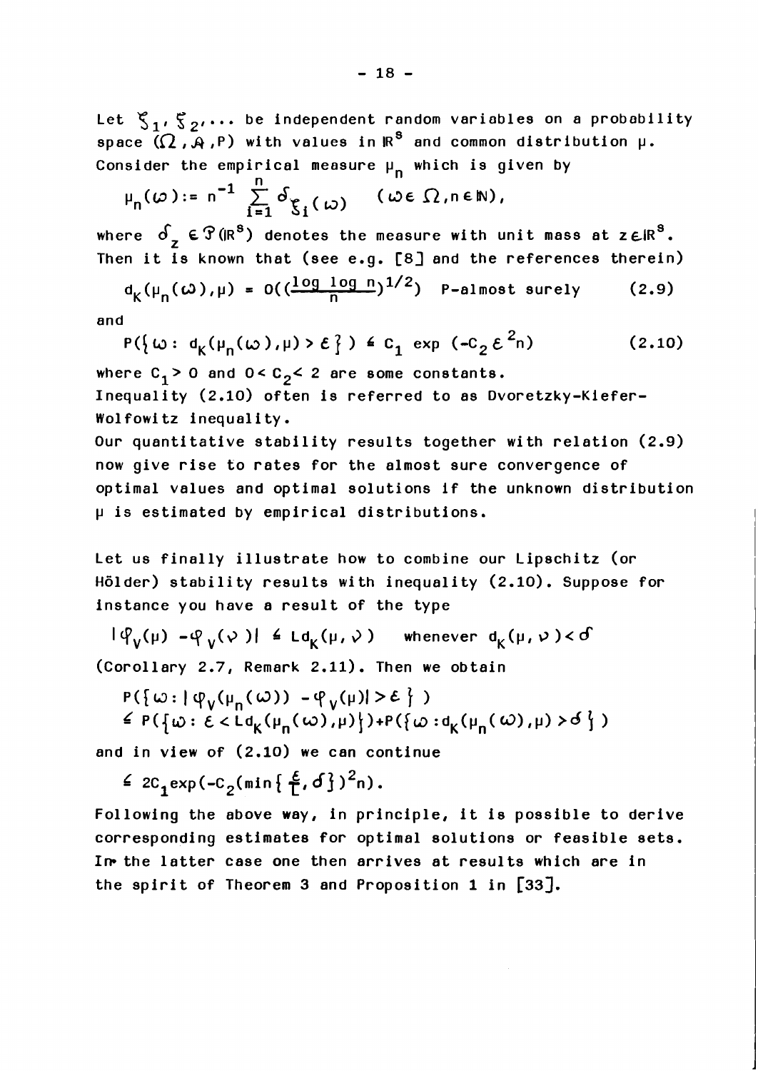Let $\xi_1, \xi_2, \ldots$ be independent random variables on a probability space $(\Omega, \mathcal{A}, P)$ with values in $\mathbb{R}^s$ and common distribution $\mu$. Consider the empirical measure $\mu_n$ which is given by

$$\mu_n(\omega) := n^{-1} \sum_{i=1}^{n} \delta_{\xi_i(\omega)} \quad (\omega \in \Omega, n \in \mathbb{N}),$$

where $\delta_z \in \mathcal{P}(\mathbb{R}^s)$ denotes the measure with unit mass at $z \in \mathbb{R}^s$. Then it is known that (see e.g. [8] and the references therein)

$$d_K(\mu_n(\omega), \mu) = O\left(\left(\frac{\log \log n}{n}\right)^{1/2}\right) \quad \text{P-almost surely} \tag{2.9}$$

and

$$P(\{\omega : d_K(\mu_n(\omega), \mu) > \varepsilon\}) \leq C_1 \exp(-C_2 \varepsilon^2 n) \tag{2.10}$$

where $C_1 > 0$ and $0 < C_2 < 2$ are some constants.
Inequality (2.10) often is referred to as Dvoretzky-Kiefer-Wolfowitz inequality.
Our quantitative stability results together with relation (2.9) now give rise to rates for the almost sure convergence of optimal values and optimal solutions if the unknown distribution $\mu$ is estimated by empirical distributions.

Let us finally illustrate how to combine our Lipschitz (or Hölder) stability results with inequality (2.10). Suppose for instance you have a result of the type

$$|\varphi_V(\mu) - \varphi_V(\nu)| \leq L d_K(\mu, \nu) \quad \text{whenever } d_K(\mu, \nu) < \delta$$

(Corollary 2.7, Remark 2.11). Then we obtain

$$\begin{aligned} &P(\{\omega : |\varphi_V(\mu_n(\omega)) - \varphi_V(\mu)| > \varepsilon\}) \\ &\leq P(\{\omega : \varepsilon < L d_K(\mu_n(\omega), \mu)\}) + P(\{\omega : d_K(\mu_n(\omega), \mu) > \delta\}) \end{aligned}$$

and in view of (2.10) we can continue

$$\leq 2C_1 \exp(-C_2 (\min\{\tfrac{\varepsilon}{L}, \delta\})^2 n).$$

Following the above way, in principle, it is possible to derive corresponding estimates for optimal solutions or feasible sets. In the latter case one then arrives at results which are in the spirit of Theorem 3 and Proposition 1 in [33].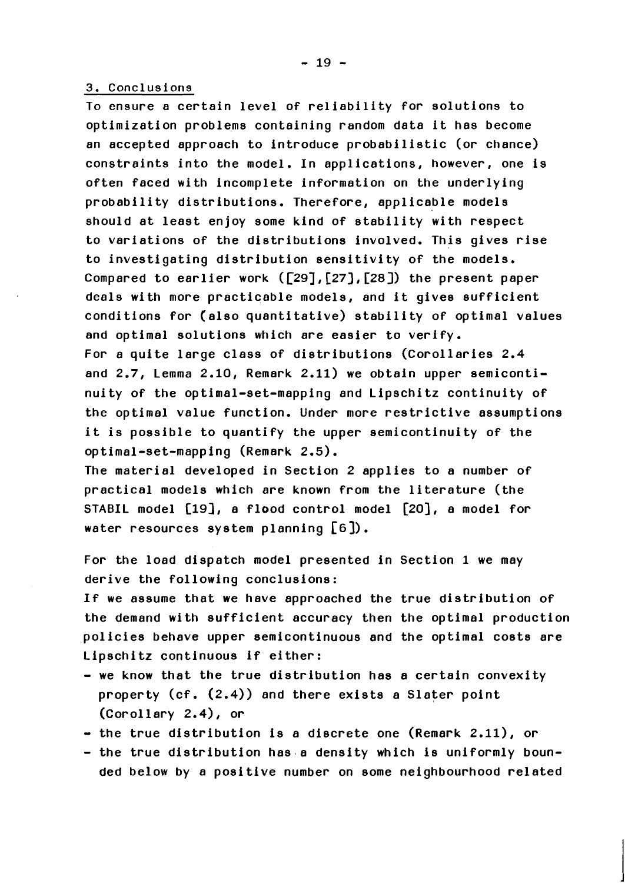## 3. Conclusions

To ensure a certain level of reliability for solutions to optimization problems containing random data it has become an accepted approach to introduce probabilistic (or chance) constraints into the model. In applications, however, one is often faced with incomplete information on the underlying probability distributions. Therefore, applicable models should at least enjoy some kind of stability with respect to variations of the distributions involved. This gives rise to investigating distribution sensitivity of the models. Compared to earlier work ([29],[27],[28]) the present paper deals with more practicable models, and it gives sufficient conditions for (also quantitative) stability of optimal values and optimal solutions which are easier to verify.

For a quite large class of distributions (Corollaries 2.4 and 2.7, Lemma 2.10, Remark 2.11) we obtain upper semicontinuity of the optimal-set-mapping and Lipschitz continuity of the optimal value function. Under more restrictive assumptions it is possible to quantify the upper semicontinuity of the optimal-set-mapping (Remark 2.5).

The material developed in Section 2 applies to a number of practical models which are known from the literature (the STABIL model [19], a flood control model [20], a model for water resources system planning [6]).

For the load dispatch model presented in Section 1 we may derive the following conclusions:

If we assume that we have approached the true distribution of the demand with sufficient accuracy then the optimal production policies behave upper semicontinuous and the optimal costs are Lipschitz continuous if either:

- we know that the true distribution has a certain convexity property (cf. (2.4)) and there exists a Slater point (Corollary 2.4), or
- the true distribution is a discrete one (Remark 2.11), or
- the true distribution has a density which is uniformly bounded below by a positive number on some neighbourhood related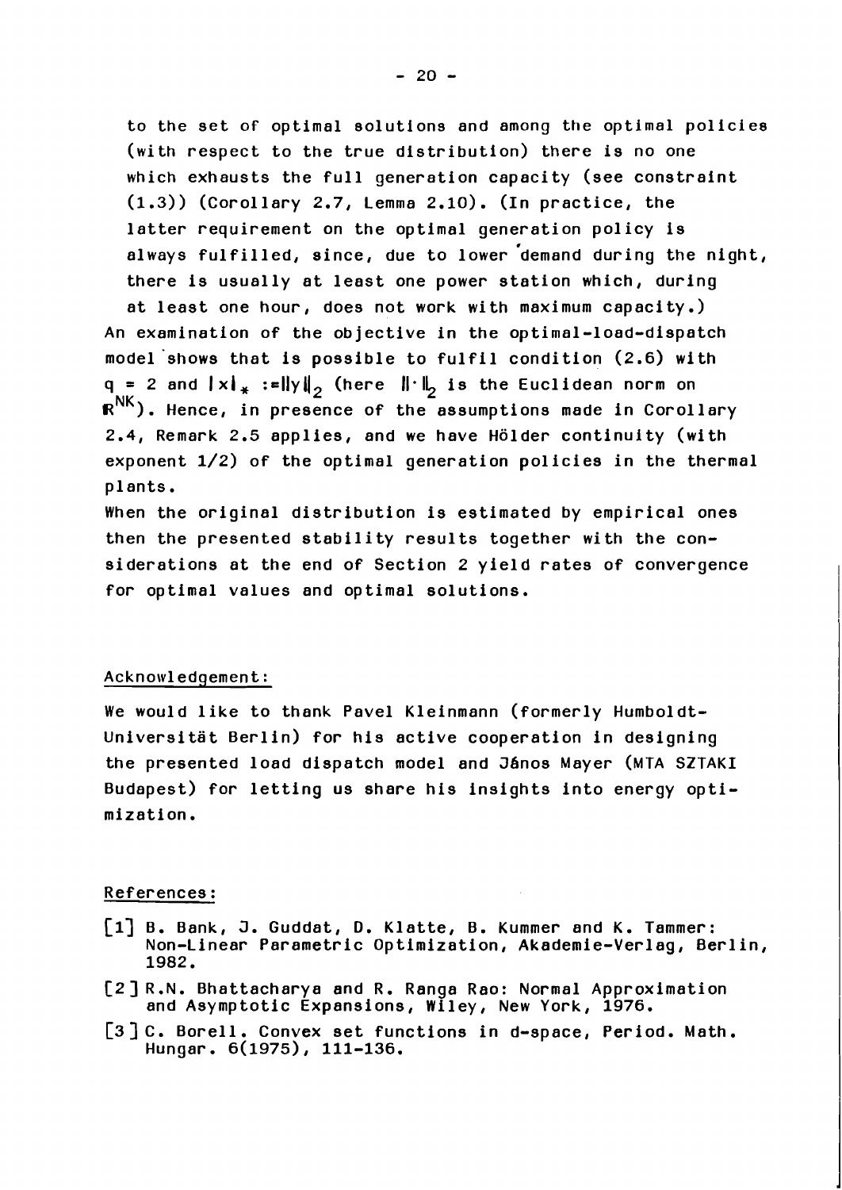to the set of optimal solutions and among the optimal policies (with respect to the true distribution) there is no one which exhausts the full generation capacity (see constraint (1.3)) (Corollary 2.7, Lemma 2.10). (In practice, the latter requirement on the optimal generation policy is always fulfilled, since, due to lower demand during the night, there is usually at least one power station which, during at least one hour, does not work with maximum capacity.)

An examination of the objective in the optimal-load-dispatch model shows that is possible to fulfil condition (2.6) with $q = 2$ and $|x|_* := \|y\|_2$ (here $\|\cdot\|_2$ is the Euclidean norm on $\mathbb{R}^{NK}$). Hence, in presence of the assumptions made in Corollary 2.4, Remark 2.5 applies, and we have Hölder continuity (with exponent 1/2) of the optimal generation policies in the thermal plants.

When the original distribution is estimated by empirical ones then the presented stability results together with the considerations at the end of Section 2 yield rates of convergence for optimal values and optimal solutions.

## Acknowledgement:

We would like to thank Pavel Kleinmann (formerly Humboldt-Universität Berlin) for his active cooperation in designing the presented load dispatch model and János Mayer (MTA SZTAKI Budapest) for letting us share his insights into energy optimization.

## References:

[1] B. Bank, J. Guddat, D. Klatte, B. Kummer and K. Tammer: Non-Linear Parametric Optimization, Akademie-Verlag, Berlin, 1982.

[2] R.N. Bhattacharya and R. Ranga Rao: Normal Approximation and Asymptotic Expansions, Wiley, New York, 1976.

[3] C. Borell. Convex set functions in d-space, Period. Math. Hungar. 6(1975), 111-136.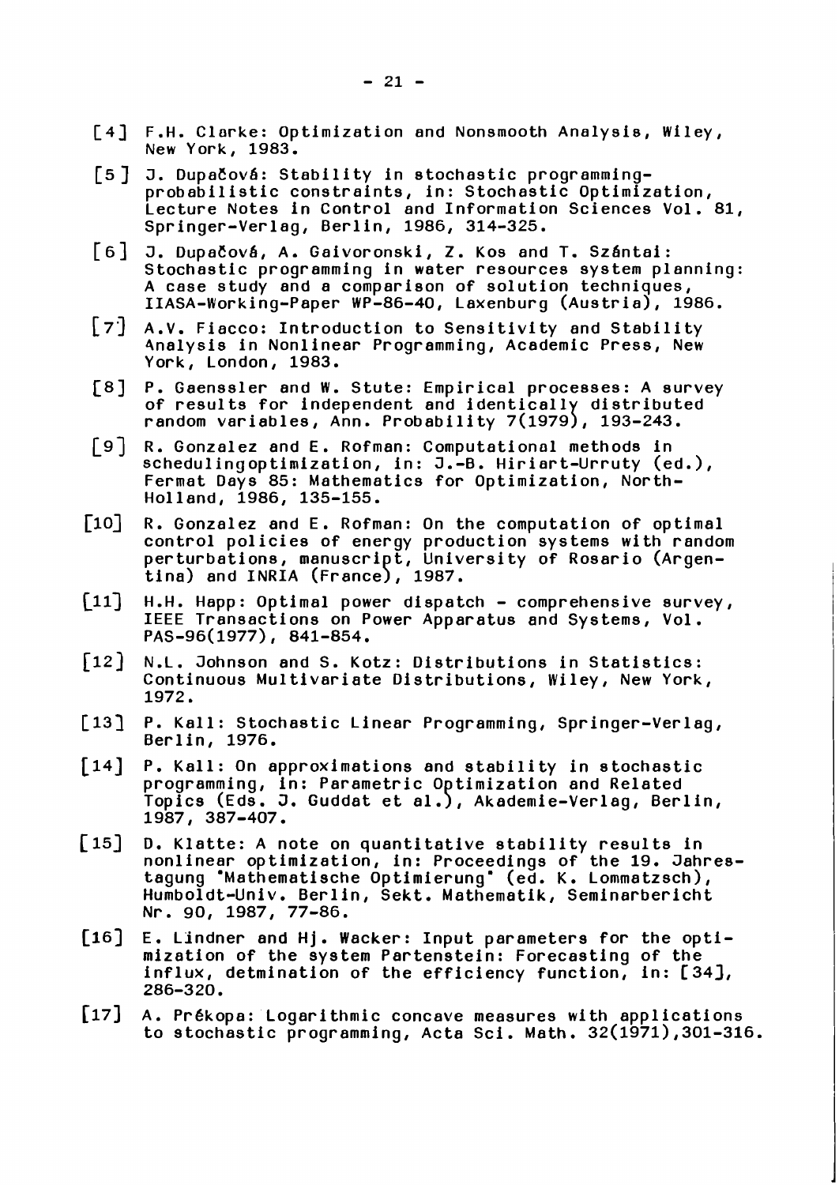[4] F.H. Clarke: Optimization and Nonsmooth Analysis, Wiley, New York, 1983.

[5] J. Dupačová: Stability in stochastic programming-probabilistic constraints, in: Stochastic Optimization, Lecture Notes in Control and Information Sciences Vol. 81, Springer-Verlag, Berlin, 1986, 314-325.

[6] J. Dupačová, A. Gaivoronski, Z. Kos and T. Szántai: Stochastic programming in water resources system planning: A case study and a comparison of solution techniques, IIASA-Working-Paper WP-86-40, Laxenburg (Austria), 1986.

[7] A.V. Fiacco: Introduction to Sensitivity and Stability Analysis in Nonlinear Programming, Academic Press, New York, London, 1983.

[8] P. Gaenssler and W. Stute: Empirical processes: A survey of results for independent and identically distributed random variables, Ann. Probability 7(1979), 193-243.

[9] R. Gonzalez and E. Rofman: Computational methods in schedulingoptimization, in: J.-B. Hiriart-Urruty (ed.), Fermat Days 85: Mathematics for Optimization, North-Holland, 1986, 135-155.

[10] R. Gonzalez and E. Rofman: On the computation of optimal control policies of energy production systems with random perturbations, manuscript, University of Rosario (Argentina) and INRIA (France), 1987.

[11] H.H. Happ: Optimal power dispatch - comprehensive survey, IEEE Transactions on Power Apparatus and Systems, Vol. PAS-96(1977), 841-854.

[12] N.L. Johnson and S. Kotz: Distributions in Statistics: Continuous Multivariate Distributions, Wiley, New York, 1972.

[13] P. Kall: Stochastic Linear Programming, Springer-Verlag, Berlin, 1976.

[14] P. Kall: On approximations and stability in stochastic programming, in: Parametric Optimization and Related Topics (Eds. J. Guddat et al.), Akademie-Verlag, Berlin, 1987, 387-407.

[15] D. Klatte: A note on quantitative stability results in nonlinear optimization, in: Proceedings of the 19. Jahrestagung "Mathematische Optimierung" (ed. K. Lommatzsch), Humboldt-Univ. Berlin, Sekt. Mathematik, Seminarbericht Nr. 90, 1987, 77-86.

[16] E. Lindner and Hj. Wacker: Input parameters for the optimization of the system Partenstein: Forecasting of the influx, detmination of the efficiency function, in: [34], 286-320.

[17] A. Prékopa: Logarithmic concave measures with applications to stochastic programming, Acta Sci. Math. 32(1971),301-316.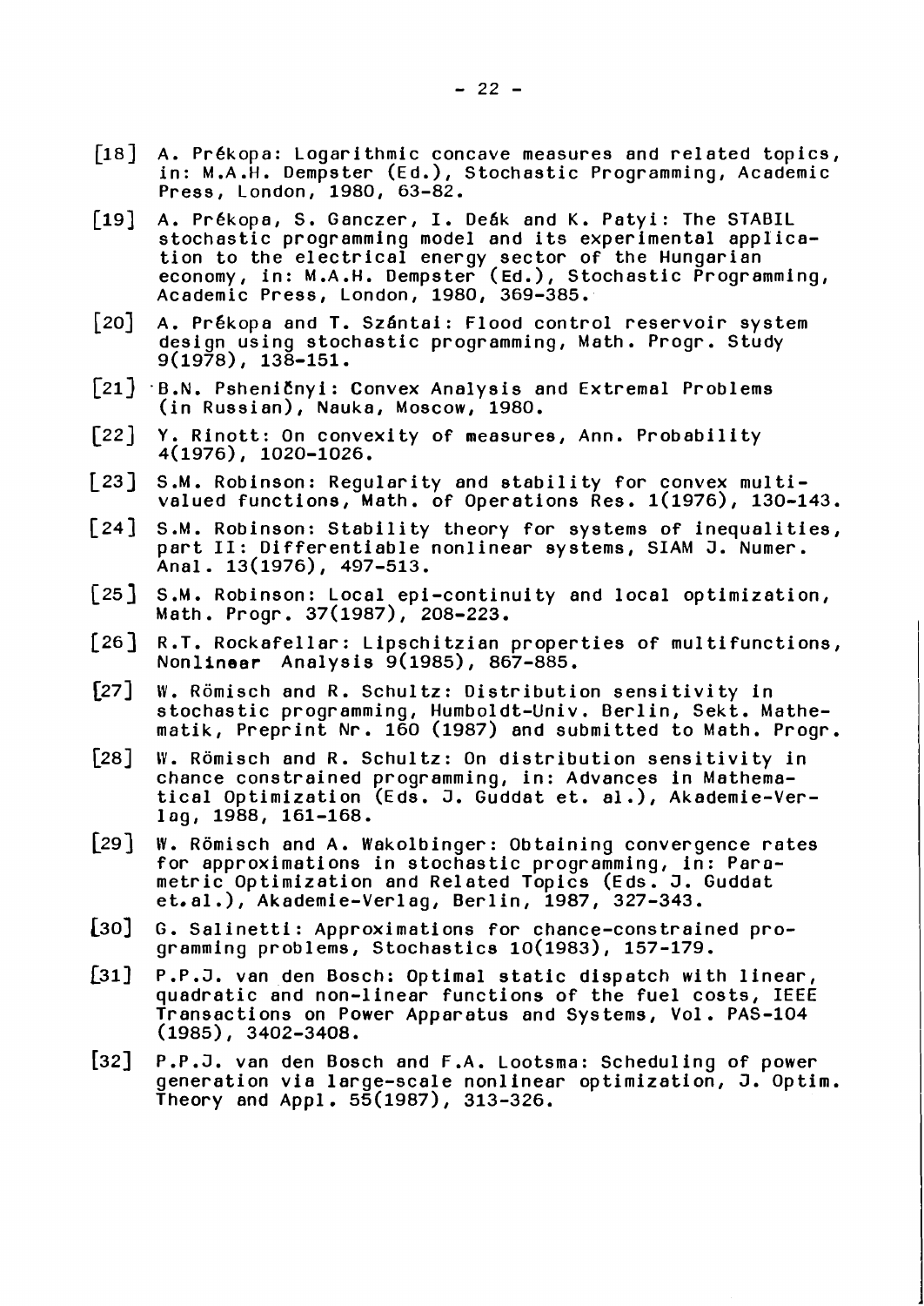[18] A. Prékopa: Logarithmic concave measures and related topics, in: M.A.H. Dempster (Ed.), Stochastic Programming, Academic Press, London, 1980, 63-82.

[19] A. Prékopa, S. Ganczer, I. Deák and K. Patyi: The STABIL stochastic programming model and its experimental application to the electrical energy sector of the Hungarian economy, in: M.A.H. Dempster (Ed.), Stochastic Programming, Academic Press, London, 1980, 369-385.

[20] A. Prékopa and T. Szántai: Flood control reservoir system design using stochastic programming, Math. Progr. Study 9(1978), 138-151.

[21] B.N. Pshenišnyi: Convex Analysis and Extremal Problems (in Russian), Nauka, Moscow, 1980.

[22] Y. Rinott: On convexity of measures, Ann. Probability 4(1976), 1020-1026.

[23] S.M. Robinson: Regularity and stability for convex multivalued functions, Math. of Operations Res. 1(1976), 130-143.

[24] S.M. Robinson: Stability theory for systems of inequalities, part II: Differentiable nonlinear systems, SIAM J. Numer. Anal. 13(1976), 497-513.

[25] S.M. Robinson: Local epi-continuity and local optimization, Math. Progr. 37(1987), 208-223.

[26] R.T. Rockafellar: Lipschitzian properties of multifunctions, Nonlinear Analysis 9(1985), 867-885.

[27] W. Römisch and R. Schultz: Distribution sensitivity in stochastic programming, Humboldt-Univ. Berlin, Sekt. Mathematik, Preprint Nr. 160 (1987) and submitted to Math. Progr.

[28] W. Römisch and R. Schultz: On distribution sensitivity in chance constrained programming, in: Advances in Mathematical Optimization (Eds. J. Guddat et. al.), Akademie-Verlag, 1988, 161-168.

[29] W. Römisch and A. Wakolbinger: Obtaining convergence rates for approximations in stochastic programming, in: Parametric Optimization and Related Topics (Eds. J. Guddat et.al.), Akademie-Verlag, Berlin, 1987, 327-343.

[30] G. Salinetti: Approximations for chance-constrained programming problems, Stochastics 10(1983), 157-179.

[31] P.P.J. van den Bosch: Optimal static dispatch with linear, quadratic and non-linear functions of the fuel costs, IEEE Transactions on Power Apparatus and Systems, Vol. PAS-104 (1985), 3402-3408.

[32] P.P.J. van den Bosch and F.A. Lootsma: Scheduling of power generation via large-scale nonlinear optimization, J. Optim. Theory and Appl. 55(1987), 313-326.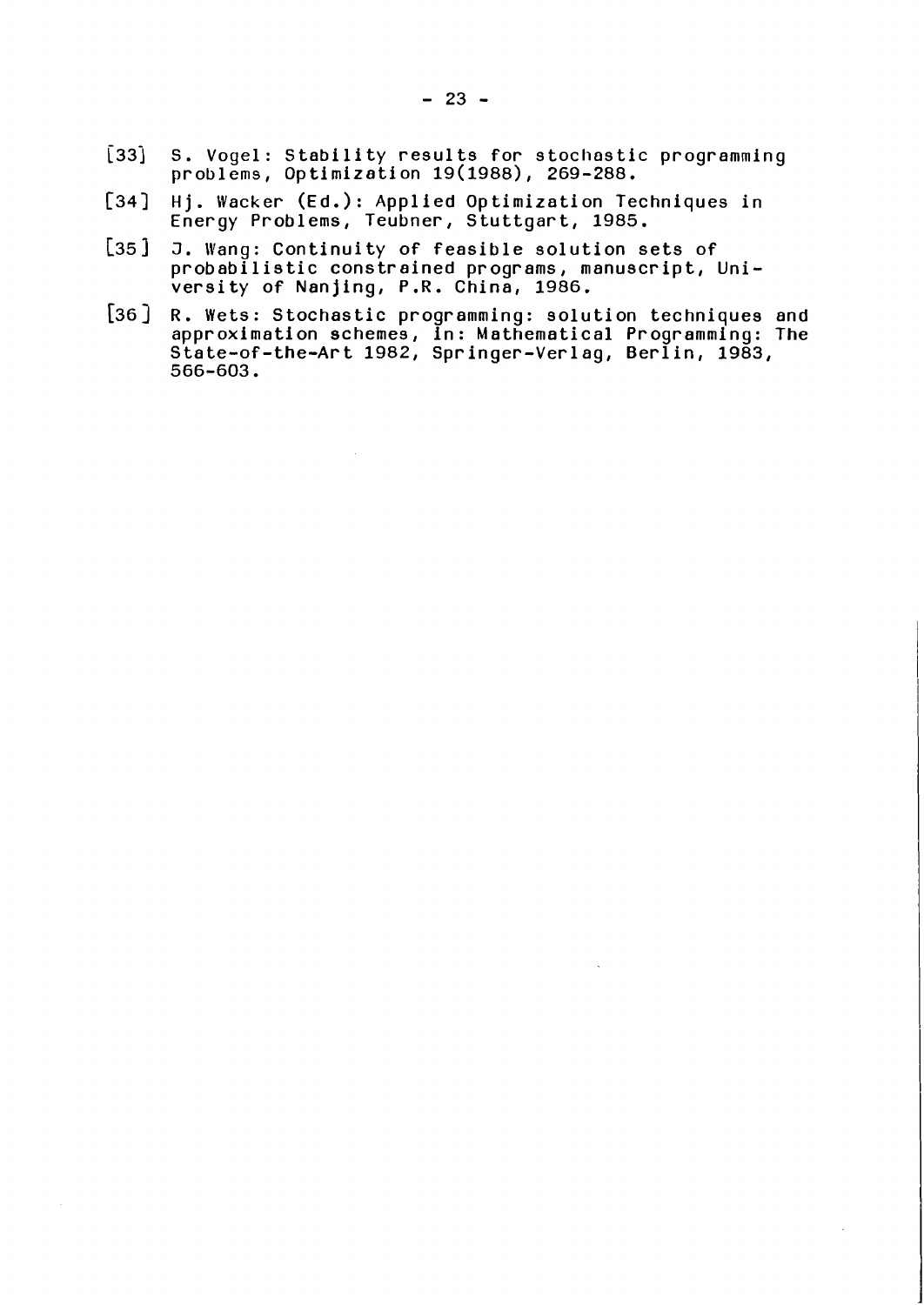[33] S. Vogel: Stability results for stochastic programming problems, Optimization 19(1988), 269-288.

[34] Hj. Wacker (Ed.): Applied Optimization Techniques in Energy Problems, Teubner, Stuttgart, 1985.

[35] J. Wang: Continuity of feasible solution sets of probabilistic constrained programs, manuscript, University of Nanjing, P.R. China, 1986.

[36] R. Wets: Stochastic programming: solution techniques and approximation schemes, in: Mathematical Programming: The State-of-the-Art 1982, Springer-Verlag, Berlin, 1983, 566-603.